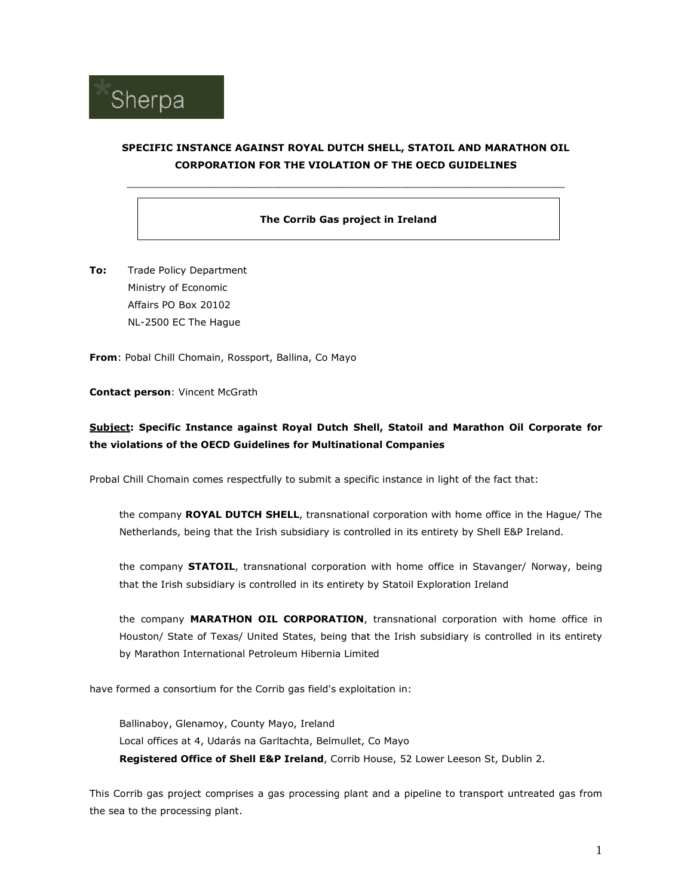*Sherpa

**SPECIFIC INSTANCE AGAINST ROYAL DUTCH SHELL, STATOIL AND MARATHON OIL CORPORATION FOR THE VIOLATION OF THE OECD GUIDELINES**

---

**The Corrib Gas project in Ireland**

**To:** Trade Policy Department
Ministry of Economic
Affairs PO Box 20102
NL-2500 EC The Hague

**From**: Pobal Chill Chomain, Rossport, Ballina, Co Mayo

**Contact person**: Vincent McGrath

**<u>Subject</u>: Specific Instance against Royal Dutch Shell, Statoil and Marathon Oil Corporate for the violations of the OECD Guidelines for Multinational Companies**

Probal Chill Chomain comes respectfully to submit a specific instance in light of the fact that:

> the company **ROYAL DUTCH SHELL**, transnational corporation with home office in the Hague/ The Netherlands, being that the Irish subsidiary is controlled in its entirety by Shell E&P Ireland.
>
> the company **STATOIL**, transnational corporation with home office in Stavanger/ Norway, being that the Irish subsidiary is controlled in its entirety by Statoil Exploration Ireland
>
> the company **MARATHON OIL CORPORATION**, transnational corporation with home office in Houston/ State of Texas/ United States, being that the Irish subsidiary is controlled in its entirety by Marathon International Petroleum Hibernia Limited

have formed a consortium for the Corrib gas field's exploitation in:

> Ballinaboy, Glenamoy, County Mayo, Ireland
> Local offices at 4, Udarás na Garltachta, Belmullet, Co Mayo
> **Registered Office of Shell E&P Ireland**, Corrib House, 52 Lower Leeson St, Dublin 2.

This Corrib gas project comprises a gas processing plant and a pipeline to transport untreated gas from the sea to the processing plant.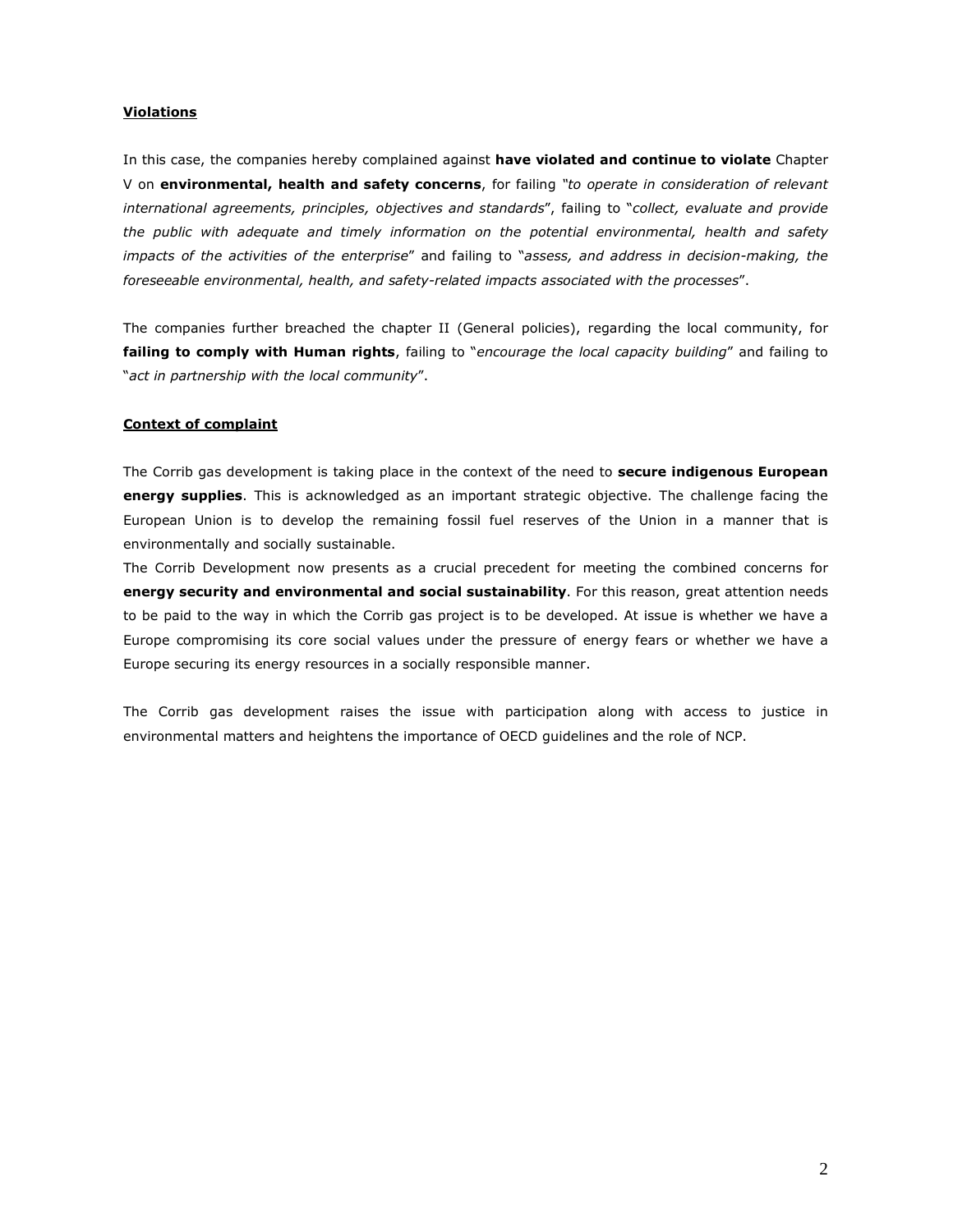**Violations**

In this case, the companies hereby complained against **have violated and continue to violate** Chapter V on **environmental, health and safety concerns**, for failing *"to operate in consideration of relevant international agreements, principles, objectives and standards*", failing to "*collect, evaluate and provide the public with adequate and timely information on the potential environmental, health and safety impacts of the activities of the enterprise*" and failing to "*assess, and address in decision-making, the foreseeable environmental, health, and safety-related impacts associated with the processes*".

The companies further breached the chapter II (General policies), regarding the local community, for **failing to comply with Human rights**, failing to "*encourage the local capacity building*" and failing to "*act in partnership with the local community*".

**Context of complaint**

The Corrib gas development is taking place in the context of the need to **secure indigenous European energy supplies**. This is acknowledged as an important strategic objective. The challenge facing the European Union is to develop the remaining fossil fuel reserves of the Union in a manner that is environmentally and socially sustainable.

The Corrib Development now presents as a crucial precedent for meeting the combined concerns for **energy security and environmental and social sustainability**. For this reason, great attention needs to be paid to the way in which the Corrib gas project is to be developed. At issue is whether we have a Europe compromising its core social values under the pressure of energy fears or whether we have a Europe securing its energy resources in a socially responsible manner.

The Corrib gas development raises the issue with participation along with access to justice in environmental matters and heightens the importance of OECD guidelines and the role of NCP.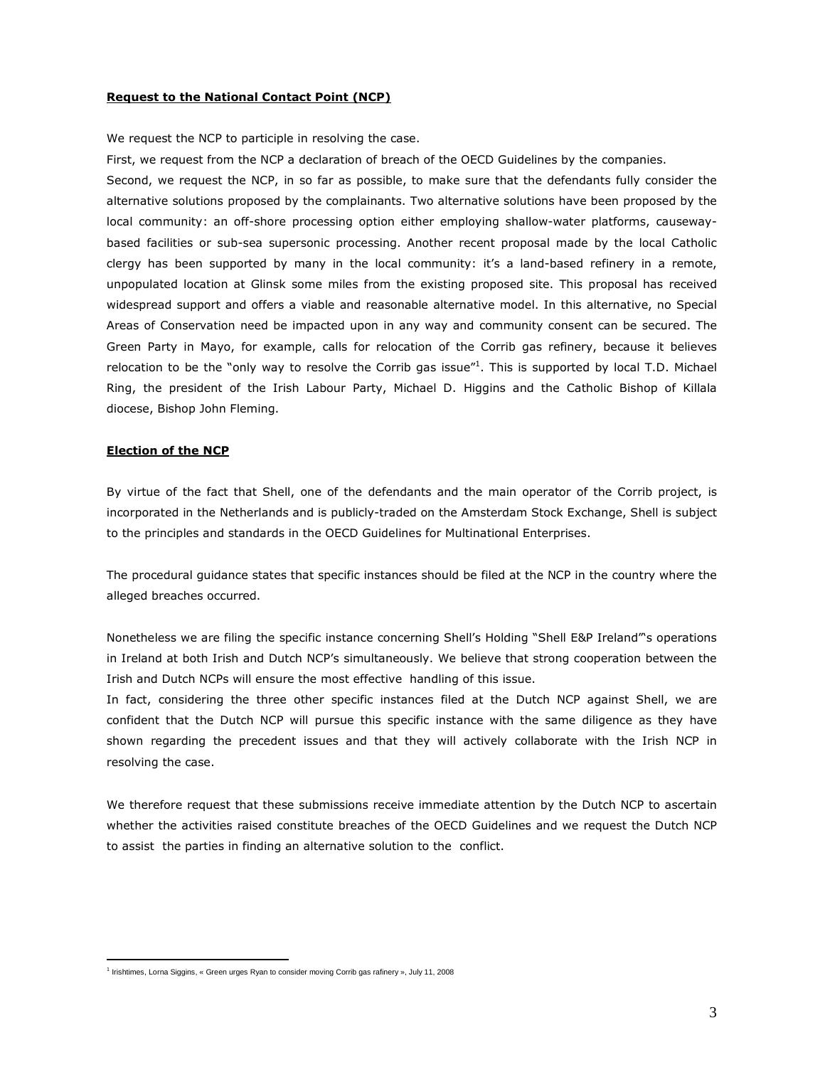**Request to the National Contact Point (NCP)**

We request the NCP to participle in resolving the case.

First, we request from the NCP a declaration of breach of the OECD Guidelines by the companies.

Second, we request the NCP, in so far as possible, to make sure that the defendants fully consider the alternative solutions proposed by the complainants. Two alternative solutions have been proposed by the local community: an off-shore processing option either employing shallow-water platforms, causeway-based facilities or sub-sea supersonic processing. Another recent proposal made by the local Catholic clergy has been supported by many in the local community: it's a land-based refinery in a remote, unpopulated location at Glinsk some miles from the existing proposed site. This proposal has received widespread support and offers a viable and reasonable alternative model. In this alternative, no Special Areas of Conservation need be impacted upon in any way and community consent can be secured. The Green Party in Mayo, for example, calls for relocation of the Corrib gas refinery, because it believes relocation to be the "only way to resolve the Corrib gas issue"[1]. This is supported by local T.D. Michael Ring, the president of the Irish Labour Party, Michael D. Higgins and the Catholic Bishop of Killala diocese, Bishop John Fleming.

**Election of the NCP**

By virtue of the fact that Shell, one of the defendants and the main operator of the Corrib project, is incorporated in the Netherlands and is publicly-traded on the Amsterdam Stock Exchange, Shell is subject to the principles and standards in the OECD Guidelines for Multinational Enterprises.

The procedural guidance states that specific instances should be filed at the NCP in the country where the alleged breaches occurred.

Nonetheless we are filing the specific instance concerning Shell's Holding "Shell E&P Ireland"'s operations in Ireland at both Irish and Dutch NCP's simultaneously. We believe that strong cooperation between the Irish and Dutch NCPs will ensure the most effective handling of this issue.

In fact, considering the three other specific instances filed at the Dutch NCP against Shell, we are confident that the Dutch NCP will pursue this specific instance with the same diligence as they have shown regarding the precedent issues and that they will actively collaborate with the Irish NCP in resolving the case.

We therefore request that these submissions receive immediate attention by the Dutch NCP to ascertain whether the activities raised constitute breaches of the OECD Guidelines and we request the Dutch NCP to assist the parties in finding an alternative solution to the conflict.

[1] Irishtimes, Lorna Siggins, « Green urges Ryan to consider moving Corrib gas rafinery », July 11, 2008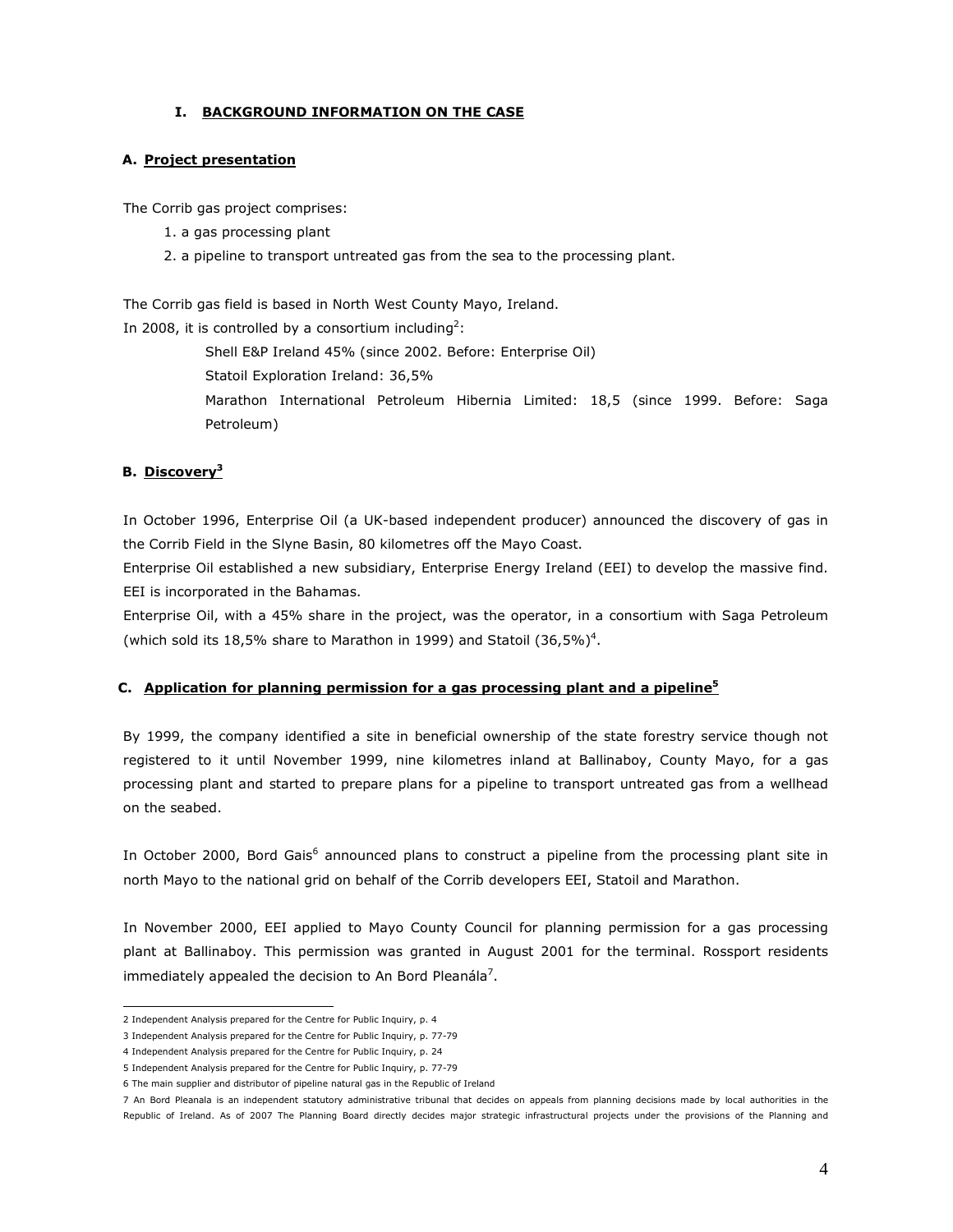## I. BACKGROUND INFORMATION ON THE CASE

### A. Project presentation

The Corrib gas project comprises:

1. a gas processing plant
2. a pipeline to transport untreated gas from the sea to the processing plant.

The Corrib gas field is based in North West County Mayo, Ireland.

In 2008, it is controlled by a consortium including[2]:

Shell E&P Ireland 45% (since 2002. Before: Enterprise Oil)

Statoil Exploration Ireland: 36,5%

Marathon International Petroleum Hibernia Limited: 18,5 (since 1999. Before: Saga Petroleum)

### B. Discovery[3]

In October 1996, Enterprise Oil (a UK-based independent producer) announced the discovery of gas in the Corrib Field in the Slyne Basin, 80 kilometres off the Mayo Coast.

Enterprise Oil established a new subsidiary, Enterprise Energy Ireland (EEI) to develop the massive find. EEI is incorporated in the Bahamas.

Enterprise Oil, with a 45% share in the project, was the operator, in a consortium with Saga Petroleum (which sold its 18,5% share to Marathon in 1999) and Statoil (36,5%)[4].

### C. Application for planning permission for a gas processing plant and a pipeline[5]

By 1999, the company identified a site in beneficial ownership of the state forestry service though not registered to it until November 1999, nine kilometres inland at Ballinaboy, County Mayo, for a gas processing plant and started to prepare plans for a pipeline to transport untreated gas from a wellhead on the seabed.

In October 2000, Bord Gais[6] announced plans to construct a pipeline from the processing plant site in north Mayo to the national grid on behalf of the Corrib developers EEI, Statoil and Marathon.

In November 2000, EEI applied to Mayo County Council for planning permission for a gas processing plant at Ballinaboy. This permission was granted in August 2001 for the terminal. Rossport residents immediately appealed the decision to An Bord Pleanála[7].

---

2 Independent Analysis prepared for the Centre for Public Inquiry, p. 4

3 Independent Analysis prepared for the Centre for Public Inquiry, p. 77-79

4 Independent Analysis prepared for the Centre for Public Inquiry, p. 24

5 Independent Analysis prepared for the Centre for Public Inquiry, p. 77-79

6 The main supplier and distributor of pipeline natural gas in the Republic of Ireland

7 An Bord Pleanala is an independent statutory administrative tribunal that decides on appeals from planning decisions made by local authorities in the Republic of Ireland. As of 2007 The Planning Board directly decides major strategic infrastructural projects under the provisions of the Planning and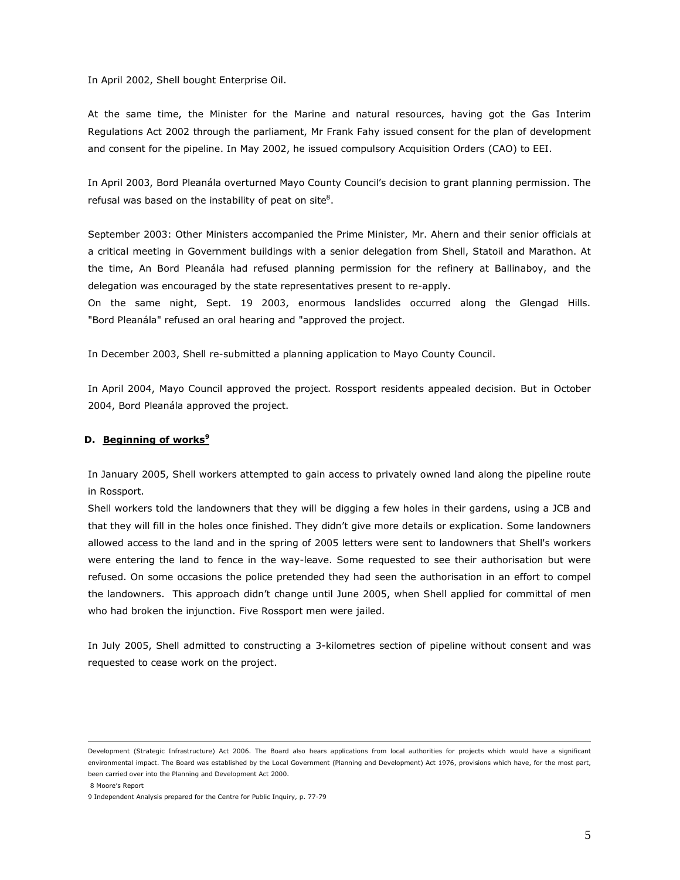In April 2002, Shell bought Enterprise Oil.

At the same time, the Minister for the Marine and natural resources, having got the Gas Interim Regulations Act 2002 through the parliament, Mr Frank Fahy issued consent for the plan of development and consent for the pipeline. In May 2002, he issued compulsory Acquisition Orders (CAO) to EEI.

In April 2003, Bord Pleanála overturned Mayo County Council's decision to grant planning permission. The refusal was based on the instability of peat on site[8].

September 2003: Other Ministers accompanied the Prime Minister, Mr. Ahern and their senior officials at a critical meeting in Government buildings with a senior delegation from Shell, Statoil and Marathon. At the time, An Bord Pleanála had refused planning permission for the refinery at Ballinaboy, and the delegation was encouraged by the state representatives present to re-apply.

On the same night, Sept. 19 2003, enormous landslides occurred along the Glengad Hills. "Bord Pleanála" refused an oral hearing and "approved the project.

In December 2003, Shell re-submitted a planning application to Mayo County Council.

In April 2004, Mayo Council approved the project. Rossport residents appealed decision. But in October 2004, Bord Pleanála approved the project.

## D. Beginning of works[9]

In January 2005, Shell workers attempted to gain access to privately owned land along the pipeline route in Rossport.

Shell workers told the landowners that they will be digging a few holes in their gardens, using a JCB and that they will fill in the holes once finished. They didn't give more details or explication. Some landowners allowed access to the land and in the spring of 2005 letters were sent to landowners that Shell's workers were entering the land to fence in the way-leave. Some requested to see their authorisation but were refused. On some occasions the police pretended they had seen the authorisation in an effort to compel the landowners. This approach didn't change until June 2005, when Shell applied for committal of men who had broken the injunction. Five Rossport men were jailed.

In July 2005, Shell admitted to constructing a 3-kilometres section of pipeline without consent and was requested to cease work on the project.

---

Development (Strategic Infrastructure) Act 2006. The Board also hears applications from local authorities for projects which would have a significant environmental impact. The Board was established by the Local Government (Planning and Development) Act 1976, provisions which have, for the most part, been carried over into the Planning and Development Act 2000.

8 Moore's Report

9 Independent Analysis prepared for the Centre for Public Inquiry, p. 77-79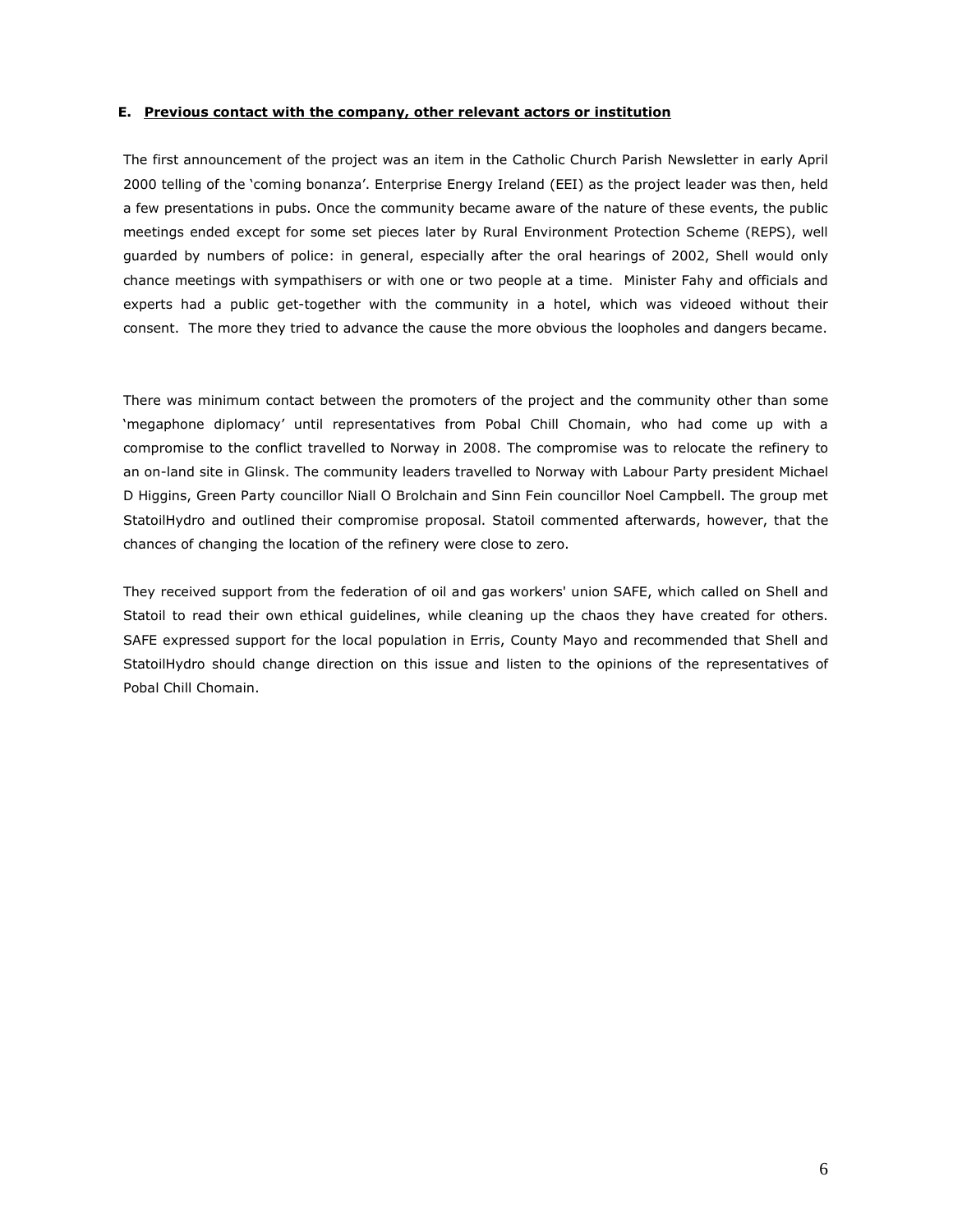**E. <u>Previous contact with the company, other relevant actors or institution</u>**

The first announcement of the project was an item in the Catholic Church Parish Newsletter in early April 2000 telling of the 'coming bonanza'. Enterprise Energy Ireland (EEI) as the project leader was then, held a few presentations in pubs. Once the community became aware of the nature of these events, the public meetings ended except for some set pieces later by Rural Environment Protection Scheme (REPS), well guarded by numbers of police: in general, especially after the oral hearings of 2002, Shell would only chance meetings with sympathisers or with one or two people at a time. Minister Fahy and officials and experts had a public get-together with the community in a hotel, which was videoed without their consent. The more they tried to advance the cause the more obvious the loopholes and dangers became.

There was minimum contact between the promoters of the project and the community other than some 'megaphone diplomacy' until representatives from Pobal Chill Chomain, who had come up with a compromise to the conflict travelled to Norway in 2008. The compromise was to relocate the refinery to an on-land site in Glinsk. The community leaders travelled to Norway with Labour Party president Michael D Higgins, Green Party councillor Niall O Brolchain and Sinn Fein councillor Noel Campbell. The group met StatoilHydro and outlined their compromise proposal. Statoil commented afterwards, however, that the chances of changing the location of the refinery were close to zero.

They received support from the federation of oil and gas workers' union SAFE, which called on Shell and Statoil to read their own ethical guidelines, while cleaning up the chaos they have created for others. SAFE expressed support for the local population in Erris, County Mayo and recommended that Shell and StatoilHydro should change direction on this issue and listen to the opinions of the representatives of Pobal Chill Chomain.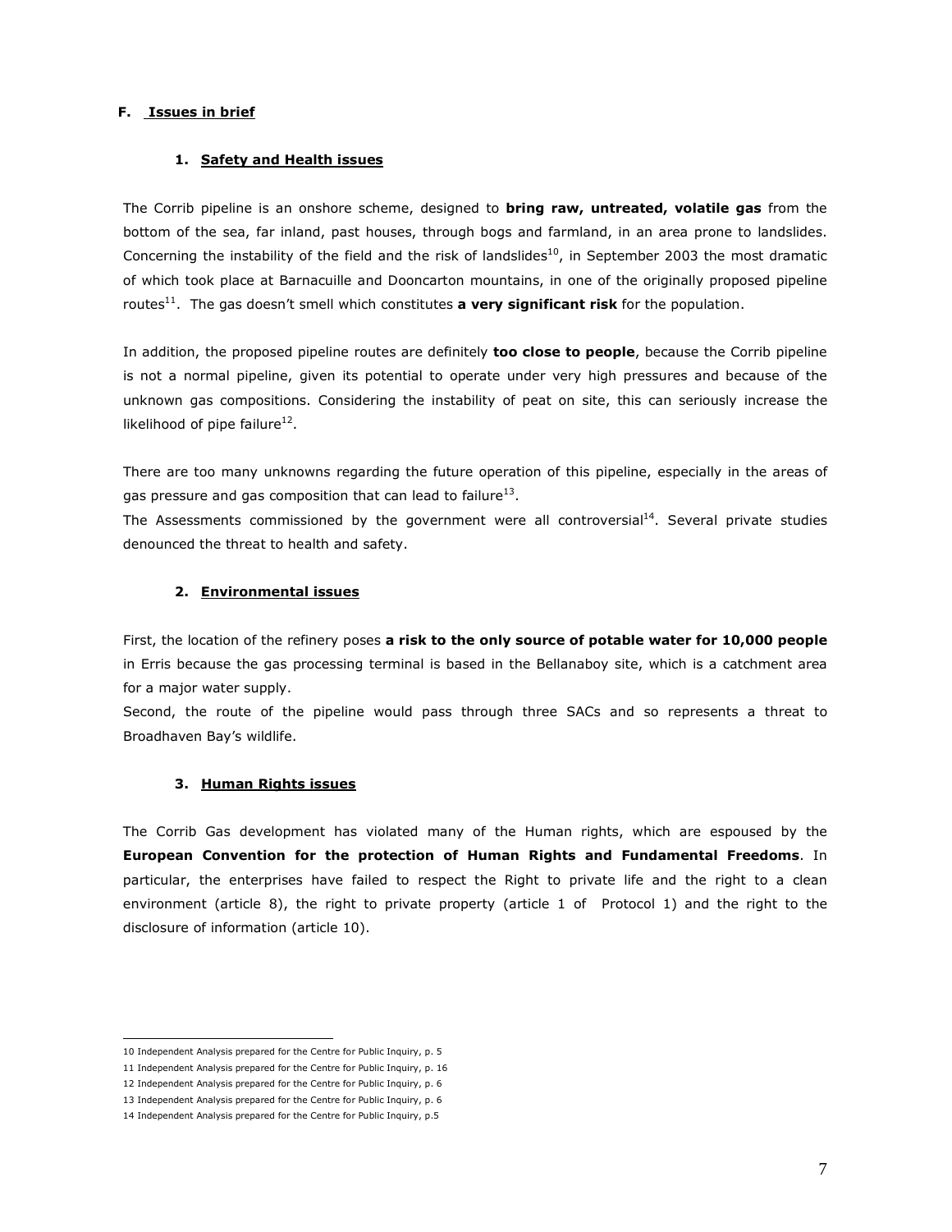## F. Issues in brief

### 1. Safety and Health issues

The Corrib pipeline is an onshore scheme, designed to **bring raw, untreated, volatile gas** from the bottom of the sea, far inland, past houses, through bogs and farmland, in an area prone to landslides. Concerning the instability of the field and the risk of landslides[10], in September 2003 the most dramatic of which took place at Barnacuille and Dooncarton mountains, in one of the originally proposed pipeline routes[11]. The gas doesn't smell which constitutes **a very significant risk** for the population.

In addition, the proposed pipeline routes are definitely **too close to people**, because the Corrib pipeline is not a normal pipeline, given its potential to operate under very high pressures and because of the unknown gas compositions. Considering the instability of peat on site, this can seriously increase the likelihood of pipe failure[12].

There are too many unknowns regarding the future operation of this pipeline, especially in the areas of gas pressure and gas composition that can lead to failure[13].

The Assessments commissioned by the government were all controversial[14]. Several private studies denounced the threat to health and safety.

### 2. Environmental issues

First, the location of the refinery poses **a risk to the only source of potable water for 10,000 people** in Erris because the gas processing terminal is based in the Bellanaboy site, which is a catchment area for a major water supply.

Second, the route of the pipeline would pass through three SACs and so represents a threat to Broadhaven Bay's wildlife.

### 3. Human Rights issues

The Corrib Gas development has violated many of the Human rights, which are espoused by the **European Convention for the protection of Human Rights and Fundamental Freedoms**. In particular, the enterprises have failed to respect the Right to private life and the right to a clean environment (article 8), the right to private property (article 1 of Protocol 1) and the right to the disclosure of information (article 10).

---

10 Independent Analysis prepared for the Centre for Public Inquiry, p. 5

11 Independent Analysis prepared for the Centre for Public Inquiry, p. 16

12 Independent Analysis prepared for the Centre for Public Inquiry, p. 6

13 Independent Analysis prepared for the Centre for Public Inquiry, p. 6

14 Independent Analysis prepared for the Centre for Public Inquiry, p.5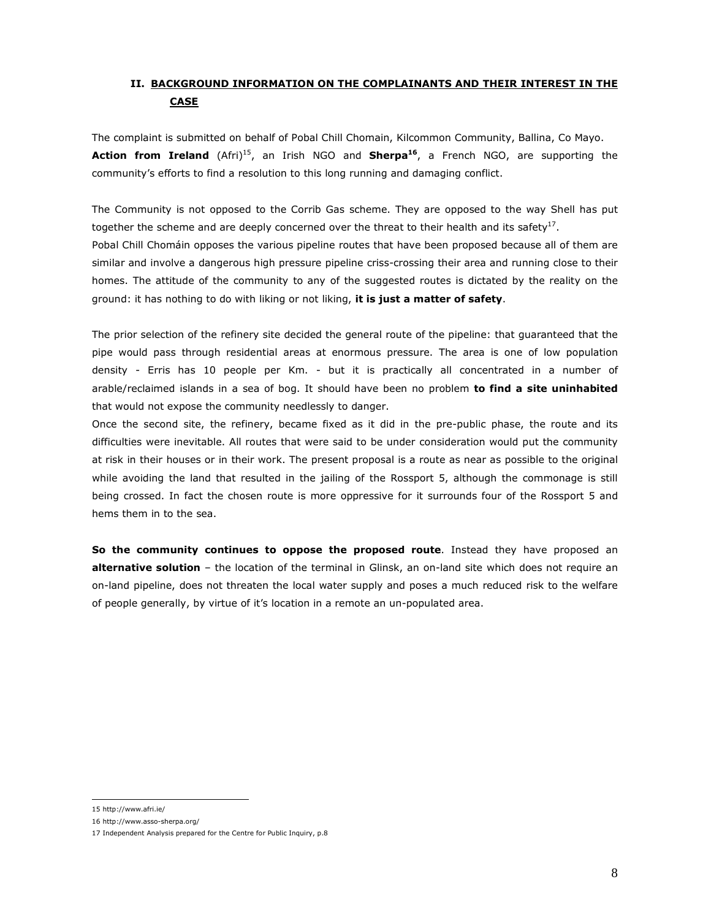## II. BACKGROUND INFORMATION ON THE COMPLAINANTS AND THEIR INTEREST IN THE CASE

The complaint is submitted on behalf of Pobal Chill Chomain, Kilcommon Community, Ballina, Co Mayo. **Action from Ireland** (Afri)[15], an Irish NGO and **Sherpa[16]**, a French NGO, are supporting the community's efforts to find a resolution to this long running and damaging conflict.

The Community is not opposed to the Corrib Gas scheme. They are opposed to the way Shell has put together the scheme and are deeply concerned over the threat to their health and its safety[17].

Pobal Chill Chomáin opposes the various pipeline routes that have been proposed because all of them are similar and involve a dangerous high pressure pipeline criss-crossing their area and running close to their homes. The attitude of the community to any of the suggested routes is dictated by the reality on the ground: it has nothing to do with liking or not liking, **it is just a matter of safety**.

The prior selection of the refinery site decided the general route of the pipeline: that guaranteed that the pipe would pass through residential areas at enormous pressure. The area is one of low population density - Erris has 10 people per Km. - but it is practically all concentrated in a number of arable/reclaimed islands in a sea of bog. It should have been no problem **to find a site uninhabited** that would not expose the community needlessly to danger.

Once the second site, the refinery, became fixed as it did in the pre-public phase, the route and its difficulties were inevitable. All routes that were said to be under consideration would put the community at risk in their houses or in their work. The present proposal is a route as near as possible to the original while avoiding the land that resulted in the jailing of the Rossport 5, although the commonage is still being crossed. In fact the chosen route is more oppressive for it surrounds four of the Rossport 5 and hems them in to the sea.

**So the community continues to oppose the proposed route**. Instead they have proposed an **alternative solution** – the location of the terminal in Glinsk, an on-land site which does not require an on-land pipeline, does not threaten the local water supply and poses a much reduced risk to the welfare of people generally, by virtue of it's location in a remote an un-populated area.

---

15 http://www.afri.ie/

16 http://www.asso-sherpa.org/

17 Independent Analysis prepared for the Centre for Public Inquiry, p.8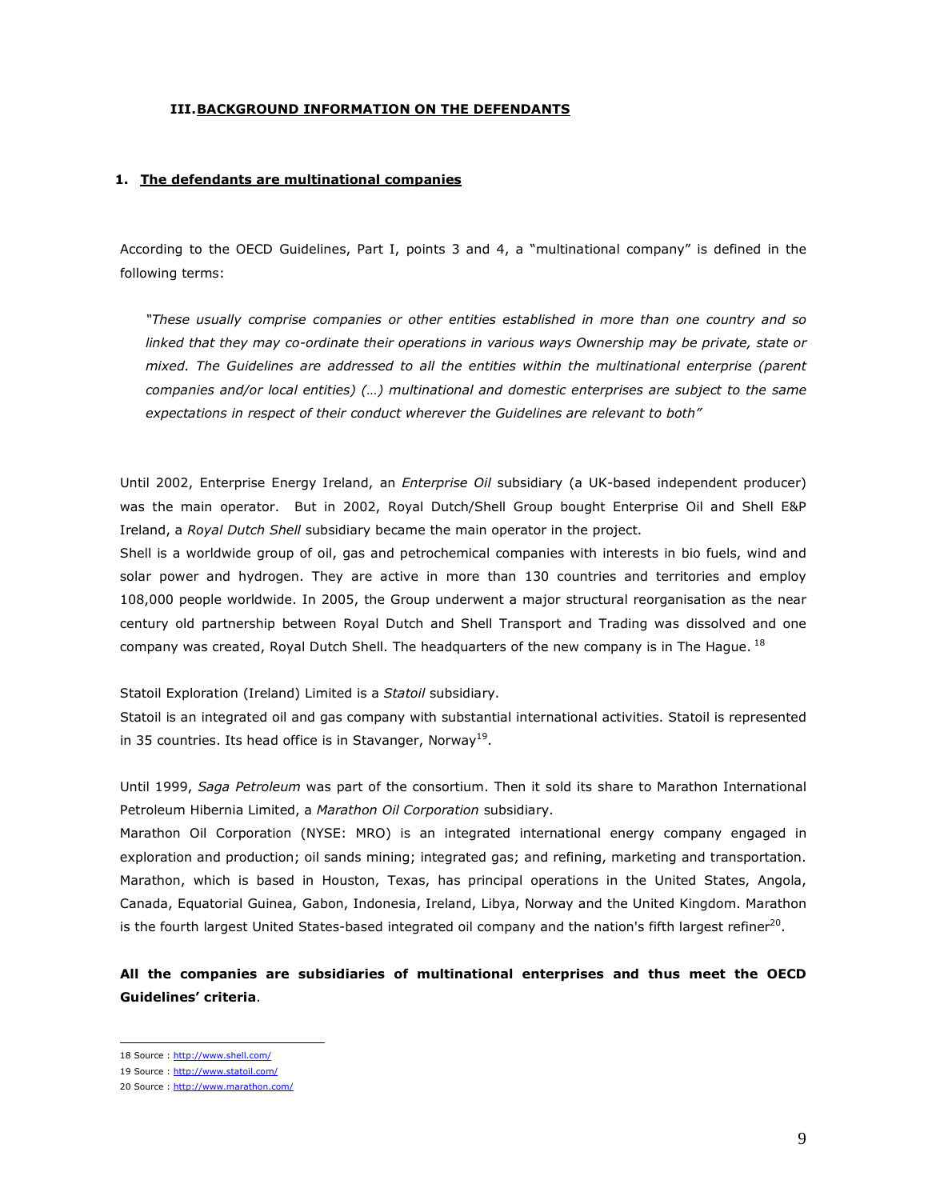### III. BACKGROUND INFORMATION ON THE DEFENDANTS

#### 1. The defendants are multinational companies

According to the OECD Guidelines, Part I, points 3 and 4, a "multinational company" is defined in the following terms:

> *"These usually comprise companies or other entities established in more than one country and so linked that they may co-ordinate their operations in various ways Ownership may be private, state or mixed. The Guidelines are addressed to all the entities within the multinational enterprise (parent companies and/or local entities) (…) multinational and domestic enterprises are subject to the same expectations in respect of their conduct wherever the Guidelines are relevant to both"*

Until 2002, Enterprise Energy Ireland, an *Enterprise Oil* subsidiary (a UK-based independent producer) was the main operator. But in 2002, Royal Dutch/Shell Group bought Enterprise Oil and Shell E&P Ireland, a *Royal Dutch Shell* subsidiary became the main operator in the project.

Shell is a worldwide group of oil, gas and petrochemical companies with interests in bio fuels, wind and solar power and hydrogen. They are active in more than 130 countries and territories and employ 108,000 people worldwide. In 2005, the Group underwent a major structural reorganisation as the near century old partnership between Royal Dutch and Shell Transport and Trading was dissolved and one company was created, Royal Dutch Shell. The headquarters of the new company is in The Hague. [18]

Statoil Exploration (Ireland) Limited is a *Statoil* subsidiary.

Statoil is an integrated oil and gas company with substantial international activities. Statoil is represented in 35 countries. Its head office is in Stavanger, Norway[19].

Until 1999, *Saga Petroleum* was part of the consortium. Then it sold its share to Marathon International Petroleum Hibernia Limited, a *Marathon Oil Corporation* subsidiary.

Marathon Oil Corporation (NYSE: MRO) is an integrated international energy company engaged in exploration and production; oil sands mining; integrated gas; and refining, marketing and transportation. Marathon, which is based in Houston, Texas, has principal operations in the United States, Angola, Canada, Equatorial Guinea, Gabon, Indonesia, Ireland, Libya, Norway and the United Kingdom. Marathon is the fourth largest United States-based integrated oil company and the nation's fifth largest refiner[20].

**All the companies are subsidiaries of multinational enterprises and thus meet the OECD Guidelines' criteria**.

---

18 Source : http://www.shell.com/

19 Source : http://www.statoil.com/

20 Source : http://www.marathon.com/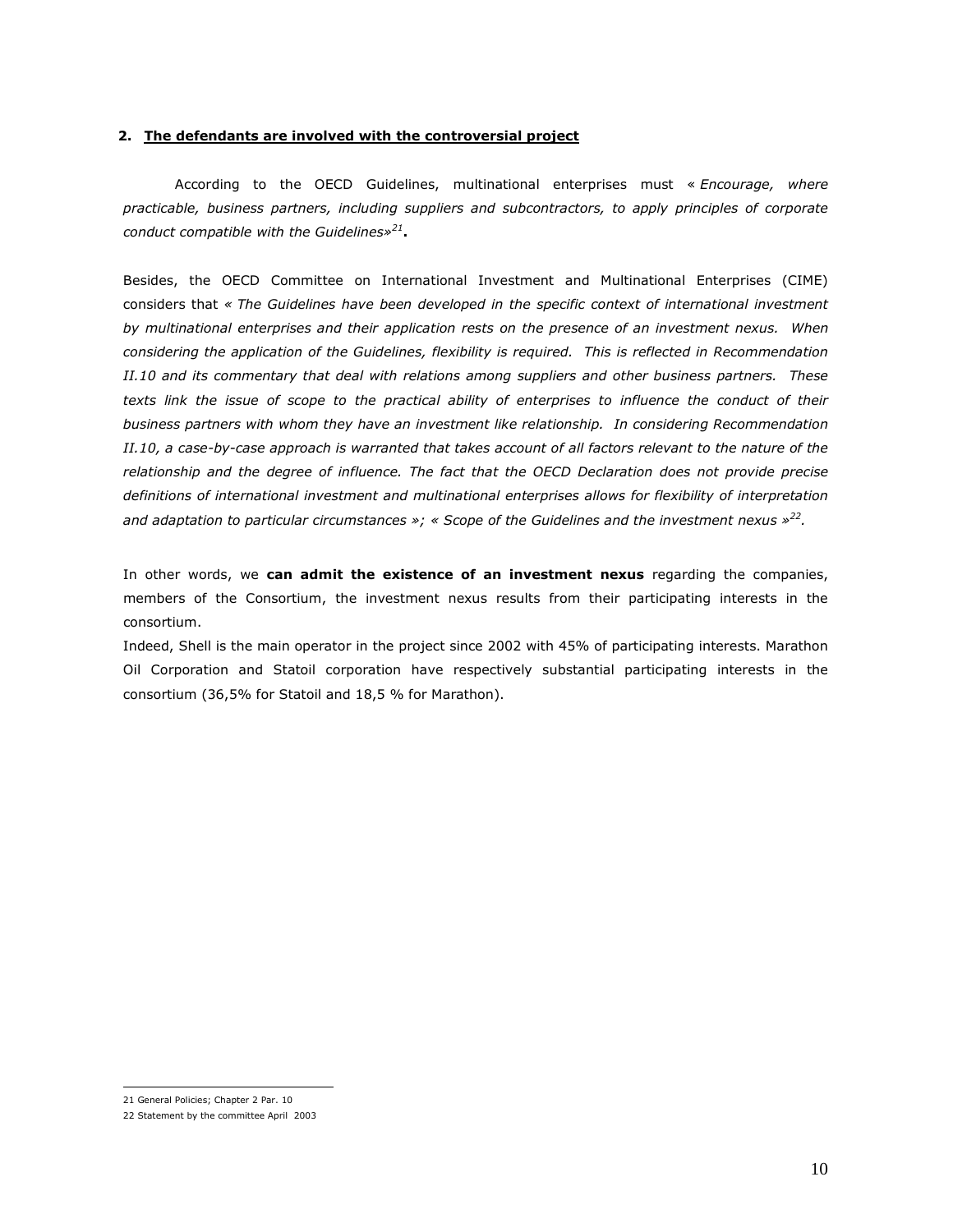## 2. **The defendants are involved with the controversial project**

According to the OECD Guidelines, multinational enterprises must « *Encourage, where practicable, business partners, including suppliers and subcontractors, to apply principles of corporate conduct compatible with the Guidelines*»[21]**.**

Besides, the OECD Committee on International Investment and Multinational Enterprises (CIME) considers that « *The Guidelines have been developed in the specific context of international investment by multinational enterprises and their application rests on the presence of an investment nexus. When considering the application of the Guidelines, flexibility is required. This is reflected in Recommendation II.10 and its commentary that deal with relations among suppliers and other business partners. These texts link the issue of scope to the practical ability of enterprises to influence the conduct of their business partners with whom they have an investment like relationship. In considering Recommendation II.10, a case-by-case approach is warranted that takes account of all factors relevant to the nature of the relationship and the degree of influence. The fact that the OECD Declaration does not provide precise definitions of international investment and multinational enterprises allows for flexibility of interpretation and adaptation to particular circumstances »; « Scope of the Guidelines and the investment nexus »*[22].

In other words, we **can admit the existence of an investment nexus** regarding the companies, members of the Consortium, the investment nexus results from their participating interests in the consortium.

Indeed, Shell is the main operator in the project since 2002 with 45% of participating interests. Marathon Oil Corporation and Statoil corporation have respectively substantial participating interests in the consortium (36,5% for Statoil and 18,5 % for Marathon).

---

21 General Policies; Chapter 2 Par. 10

22 Statement by the committee April 2003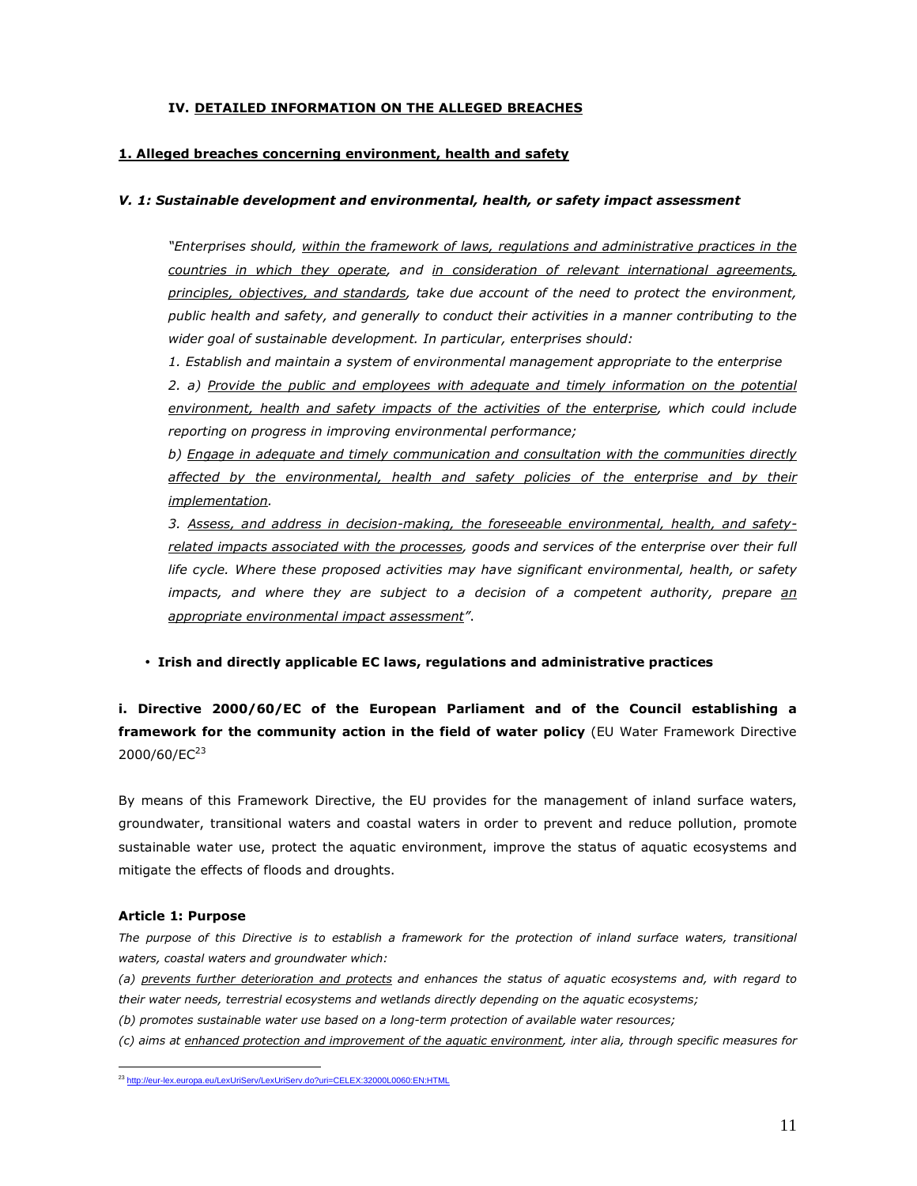### IV. <u>DETAILED INFORMATION ON THE ALLEGED BREACHES</u>

#### <u>1. Alleged breaches concerning environment, health and safety</u>

#### *V. 1: Sustainable development and environmental, health, or safety impact assessment*

> *"Enterprises should, <u>within the framework of laws, regulations and administrative practices in the countries in which they operate</u>, and <u>in consideration of relevant international agreements, principles, objectives, and standards</u>, take due account of the need to protect the environment, public health and safety, and generally to conduct their activities in a manner contributing to the wider goal of sustainable development. In particular, enterprises should:*
>
> *1. Establish and maintain a system of environmental management appropriate to the enterprise*
>
> *2. a) <u>Provide the public and employees with adequate and timely information on the potential environment, health and safety impacts of the activities of the enterprise</u>, which could include reporting on progress in improving environmental performance;*
>
> *b) <u>Engage in adequate and timely communication and consultation with the communities directly affected by the environmental, health and safety policies of the enterprise and by their implementation</u>.*
>
> *3. <u>Assess, and address in decision-making, the foreseeable environmental, health, and safety-related impacts associated with the processes</u>, goods and services of the enterprise over their full life cycle. Where these proposed activities may have significant environmental, health, or safety impacts, and where they are subject to a decision of a competent authority, prepare <u>an appropriate environmental impact assessment</u>".*

- **Irish and directly applicable EC laws, regulations and administrative practices**

**i. Directive 2000/60/EC of the European Parliament and of the Council establishing a framework for the community action in the field of water policy** (EU Water Framework Directive 2000/60/EC[23]

By means of this Framework Directive, the EU provides for the management of inland surface waters, groundwater, transitional waters and coastal waters in order to prevent and reduce pollution, promote sustainable water use, protect the aquatic environment, improve the status of aquatic ecosystems and mitigate the effects of floods and droughts.

**Article 1: Purpose**

*The purpose of this Directive is to establish a framework for the protection of inland surface waters, transitional waters, coastal waters and groundwater which:*

*(a) <u>prevents further deterioration and protects</u> and enhances the status of aquatic ecosystems and, with regard to their water needs, terrestrial ecosystems and wetlands directly depending on the aquatic ecosystems;*

*(b) promotes sustainable water use based on a long-term protection of available water resources;*

*(c) aims at <u>enhanced protection and improvement of the aquatic environment</u>, inter alia, through specific measures for*

---

[23] http://eur-lex.europa.eu/LexUriServ/LexUriServ.do?uri=CELEX:32000L0060:EN:HTML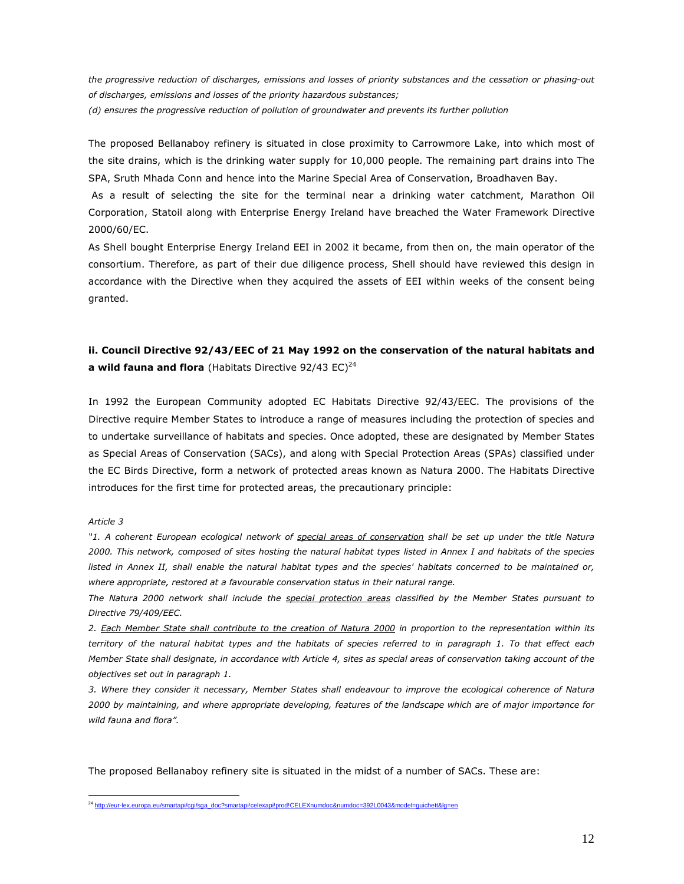*the progressive reduction of discharges, emissions and losses of priority substances and the cessation or phasing-out of discharges, emissions and losses of the priority hazardous substances;*
*(d) ensures the progressive reduction of pollution of groundwater and prevents its further pollution*

The proposed Bellanaboy refinery is situated in close proximity to Carrowmore Lake, into which most of the site drains, which is the drinking water supply for 10,000 people. The remaining part drains into The SPA, Sruth Mhada Conn and hence into the Marine Special Area of Conservation, Broadhaven Bay.
As a result of selecting the site for the terminal near a drinking water catchment, Marathon Oil Corporation, Statoil along with Enterprise Energy Ireland have breached the Water Framework Directive 2000/60/EC.
As Shell bought Enterprise Energy Ireland EEI in 2002 it became, from then on, the main operator of the consortium. Therefore, as part of their due diligence process, Shell should have reviewed this design in accordance with the Directive when they acquired the assets of EEI within weeks of the consent being granted.

### ii. Council Directive 92/43/EEC of 21 May 1992 on the conservation of the natural habitats and a wild fauna and flora (Habitats Directive 92/43 EC)[24]

In 1992 the European Community adopted EC Habitats Directive 92/43/EEC. The provisions of the Directive require Member States to introduce a range of measures including the protection of species and to undertake surveillance of habitats and species. Once adopted, these are designated by Member States as Special Areas of Conservation (SACs), and along with Special Protection Areas (SPAs) classified under the EC Birds Directive, form a network of protected areas known as Natura 2000. The Habitats Directive introduces for the first time for protected areas, the precautionary principle:

*Article 3*

*"1. A coherent European ecological network of <u>special areas of conservation</u> shall be set up under the title Natura 2000. This network, composed of sites hosting the natural habitat types listed in Annex I and habitats of the species listed in Annex II, shall enable the natural habitat types and the species' habitats concerned to be maintained or, where appropriate, restored at a favourable conservation status in their natural range.*

*The Natura 2000 network shall include the <u>special protection areas</u> classified by the Member States pursuant to Directive 79/409/EEC.*

*2. <u>Each Member State shall contribute to the creation of Natura 2000</u> in proportion to the representation within its territory of the natural habitat types and the habitats of species referred to in paragraph 1. To that effect each Member State shall designate, in accordance with Article 4, sites as special areas of conservation taking account of the objectives set out in paragraph 1.*

*3. Where they consider it necessary, Member States shall endeavour to improve the ecological coherence of Natura 2000 by maintaining, and where appropriate developing, features of the landscape which are of major importance for wild fauna and flora".*

The proposed Bellanaboy refinery site is situated in the midst of a number of SACs. These are:

[24] http://eur-lex.europa.eu/smartapi/cgi/sga_doc?smartapi!celexapi!prod!CELEXnumdoc&numdoc=392L0043&model=guichett&lg=en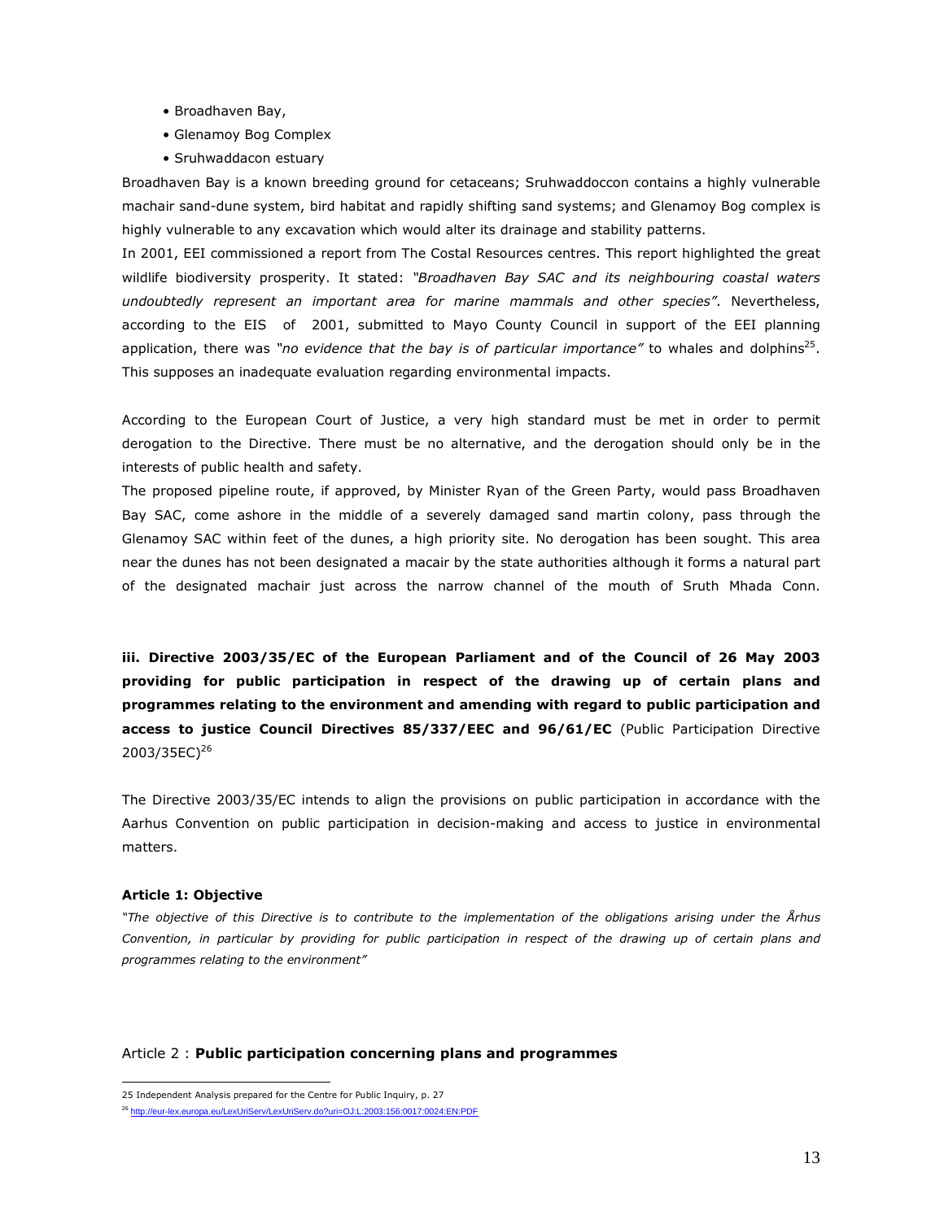- Broadhaven Bay,
- Glenamoy Bog Complex
- Sruhwaddacon estuary

Broadhaven Bay is a known breeding ground for cetaceans; Sruhwaddoccon contains a highly vulnerable machair sand-dune system, bird habitat and rapidly shifting sand systems; and Glenamoy Bog complex is highly vulnerable to any excavation which would alter its drainage and stability patterns.

In 2001, EEI commissioned a report from The Costal Resources centres. This report highlighted the great wildlife biodiversity prosperity. It stated: *"Broadhaven Bay SAC and its neighbouring coastal waters undoubtedly represent an important area for marine mammals and other species"*. Nevertheless, according to the EIS of 2001, submitted to Mayo County Council in support of the EEI planning application, there was *"no evidence that the bay is of particular importance"* to whales and dolphins[25]. This supposes an inadequate evaluation regarding environmental impacts.

According to the European Court of Justice, a very high standard must be met in order to permit derogation to the Directive. There must be no alternative, and the derogation should only be in the interests of public health and safety.

The proposed pipeline route, if approved, by Minister Ryan of the Green Party, would pass Broadhaven Bay SAC, come ashore in the middle of a severely damaged sand martin colony, pass through the Glenamoy SAC within feet of the dunes, a high priority site. No derogation has been sought. This area near the dunes has not been designated a macair by the state authorities although it forms a natural part of the designated machair just across the narrow channel of the mouth of Sruth Mhada Conn.

**iii. Directive 2003/35/EC of the European Parliament and of the Council of 26 May 2003 providing for public participation in respect of the drawing up of certain plans and programmes relating to the environment and amending with regard to public participation and access to justice Council Directives 85/337/EEC and 96/61/EC** (Public Participation Directive 2003/35EC)[26]

The Directive 2003/35/EC intends to align the provisions on public participation in accordance with the Aarhus Convention on public participation in decision-making and access to justice in environmental matters.

**Article 1: Objective**

*"The objective of this Directive is to contribute to the implementation of the obligations arising under the Århus Convention, in particular by providing for public participation in respect of the drawing up of certain plans and programmes relating to the environment"*

Article 2 : **Public participation concerning plans and programmes**

---

25 Independent Analysis prepared for the Centre for Public Inquiry, p. 27

26 http://eur-lex.europa.eu/LexUriServ/LexUriServ.do?uri=OJ:L:2003:156:0017:0024:EN:PDF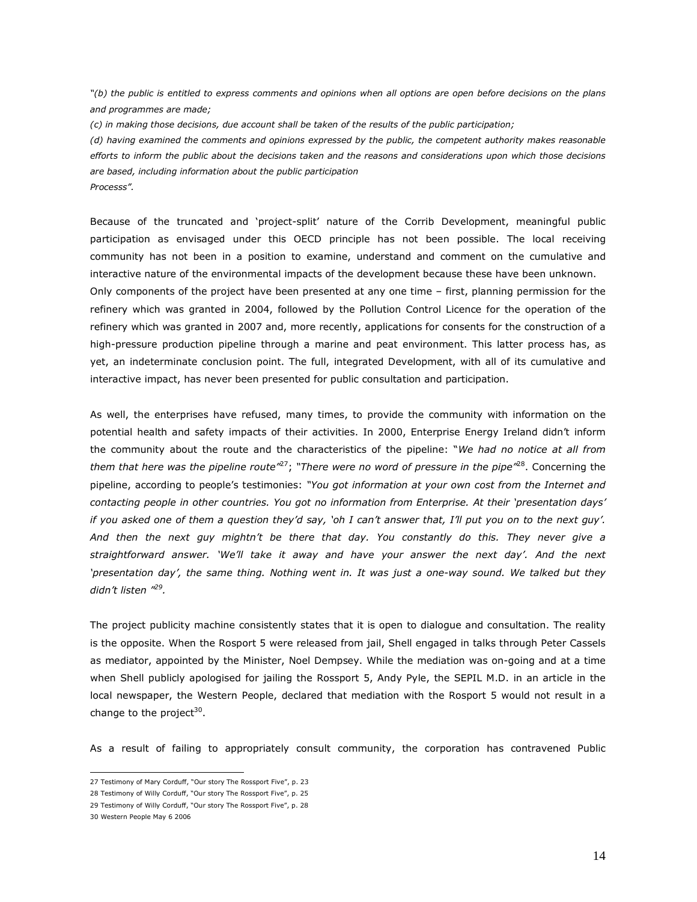*"(b) the public is entitled to express comments and opinions when all options are open before decisions on the plans and programmes are made;*

*(c) in making those decisions, due account shall be taken of the results of the public participation;*

*(d) having examined the comments and opinions expressed by the public, the competent authority makes reasonable efforts to inform the public about the decisions taken and the reasons and considerations upon which those decisions are based, including information about the public participation Processs".*

Because of the truncated and 'project-split' nature of the Corrib Development, meaningful public participation as envisaged under this OECD principle has not been possible. The local receiving community has not been in a position to examine, understand and comment on the cumulative and interactive nature of the environmental impacts of the development because these have been unknown. Only components of the project have been presented at any one time – first, planning permission for the refinery which was granted in 2004, followed by the Pollution Control Licence for the operation of the refinery which was granted in 2007 and, more recently, applications for consents for the construction of a high-pressure production pipeline through a marine and peat environment. This latter process has, as yet, an indeterminate conclusion point. The full, integrated Development, with all of its cumulative and interactive impact, has never been presented for public consultation and participation.

As well, the enterprises have refused, many times, to provide the community with information on the potential health and safety impacts of their activities. In 2000, Enterprise Energy Ireland didn't inform the community about the route and the characteristics of the pipeline: "*We had no notice at all from them that here was the pipeline route"*[27]; *"There were no word of pressure in the pipe"*[28]. Concerning the pipeline, according to people's testimonies: *"You got information at your own cost from the Internet and contacting people in other countries. You got no information from Enterprise. At their 'presentation days' if you asked one of them a question they'd say, 'oh I can't answer that, I'll put you on to the next guy'. And then the next guy mightn't be there that day. You constantly do this. They never give a straightforward answer. 'We'll take it away and have your answer the next day'. And the next 'presentation day', the same thing. Nothing went in. It was just a one-way sound. We talked but they didn't listen "*[29].

The project publicity machine consistently states that it is open to dialogue and consultation. The reality is the opposite. When the Rosport 5 were released from jail, Shell engaged in talks through Peter Cassels as mediator, appointed by the Minister, Noel Dempsey. While the mediation was on-going and at a time when Shell publicly apologised for jailing the Rossport 5, Andy Pyle, the SEPIL M.D. in an article in the local newspaper, the Western People, declared that mediation with the Rosport 5 would not result in a change to the project[30].

As a result of failing to appropriately consult community, the corporation has contravened Public

---

27 Testimony of Mary Corduff, "Our story The Rossport Five", p. 23

28 Testimony of Willy Corduff, "Our story The Rossport Five", p. 25

29 Testimony of Willy Corduff, "Our story The Rossport Five", p. 28

30 Western People May 6 2006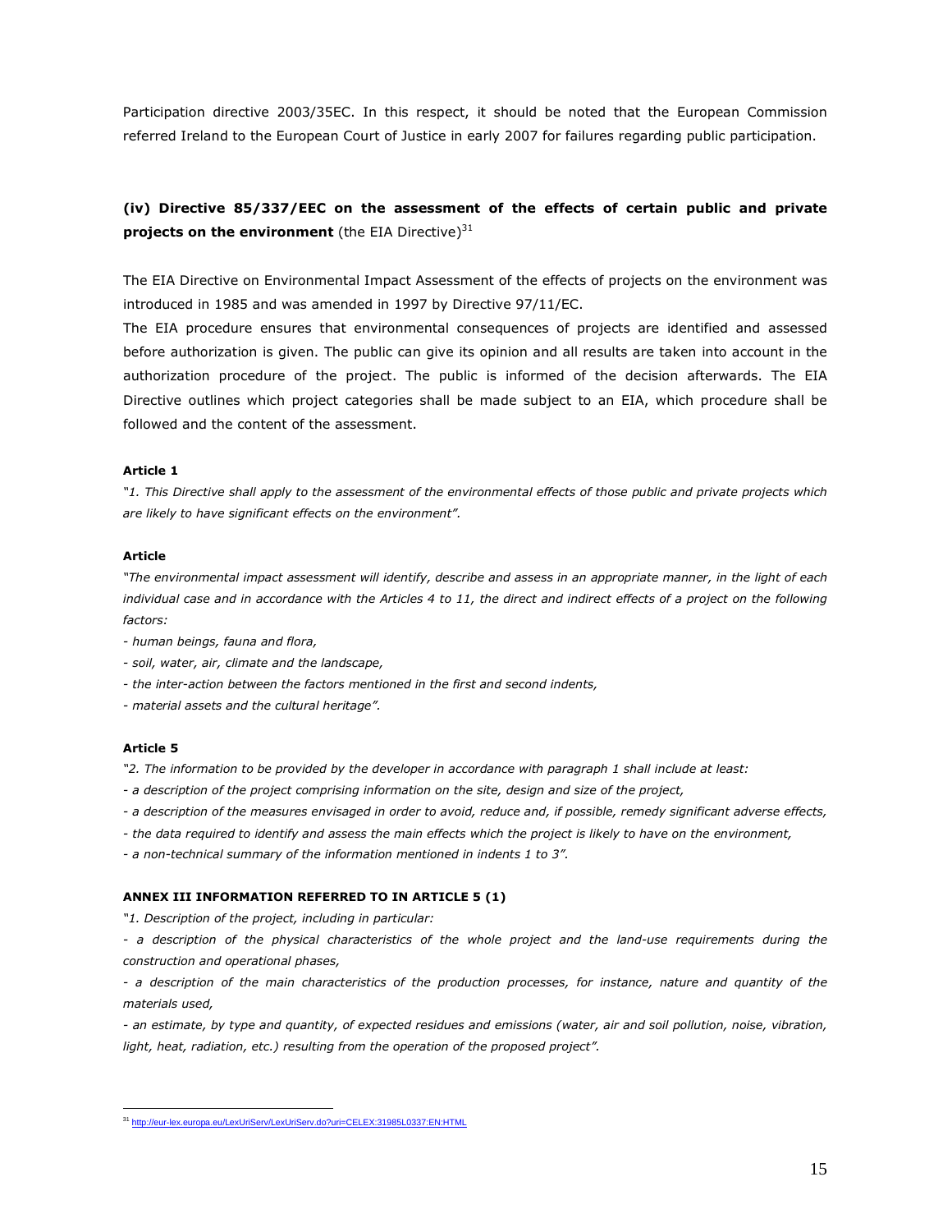Participation directive 2003/35EC. In this respect, it should be noted that the European Commission referred Ireland to the European Court of Justice in early 2007 for failures regarding public participation.

**(iv) Directive 85/337/EEC on the assessment of the effects of certain public and private projects on the environment** (the EIA Directive)[31]

The EIA Directive on Environmental Impact Assessment of the effects of projects on the environment was introduced in 1985 and was amended in 1997 by Directive 97/11/EC.

The EIA procedure ensures that environmental consequences of projects are identified and assessed before authorization is given. The public can give its opinion and all results are taken into account in the authorization procedure of the project. The public is informed of the decision afterwards. The EIA Directive outlines which project categories shall be made subject to an EIA, which procedure shall be followed and the content of the assessment.

**Article 1**

*"1. This Directive shall apply to the assessment of the environmental effects of those public and private projects which are likely to have significant effects on the environment".*

**Article**

*"The environmental impact assessment will identify, describe and assess in an appropriate manner, in the light of each individual case and in accordance with the Articles 4 to 11, the direct and indirect effects of a project on the following factors:*

*- human beings, fauna and flora,*

*- soil, water, air, climate and the landscape,*

*- the inter-action between the factors mentioned in the first and second indents,*

*- material assets and the cultural heritage".*

**Article 5**

*"2. The information to be provided by the developer in accordance with paragraph 1 shall include at least:*

*- a description of the project comprising information on the site, design and size of the project,*

*- a description of the measures envisaged in order to avoid, reduce and, if possible, remedy significant adverse effects,*

*- the data required to identify and assess the main effects which the project is likely to have on the environment,*

*- a non-technical summary of the information mentioned in indents 1 to 3".*

**ANNEX III INFORMATION REFERRED TO IN ARTICLE 5 (1)**

*"1. Description of the project, including in particular:*

*- a description of the physical characteristics of the whole project and the land-use requirements during the construction and operational phases,*

*- a description of the main characteristics of the production processes, for instance, nature and quantity of the materials used,*

*- an estimate, by type and quantity, of expected residues and emissions (water, air and soil pollution, noise, vibration, light, heat, radiation, etc.) resulting from the operation of the proposed project".*

[31] http://eur-lex.europa.eu/LexUriServ/LexUriServ.do?uri=CELEX:31985L0337:EN:HTML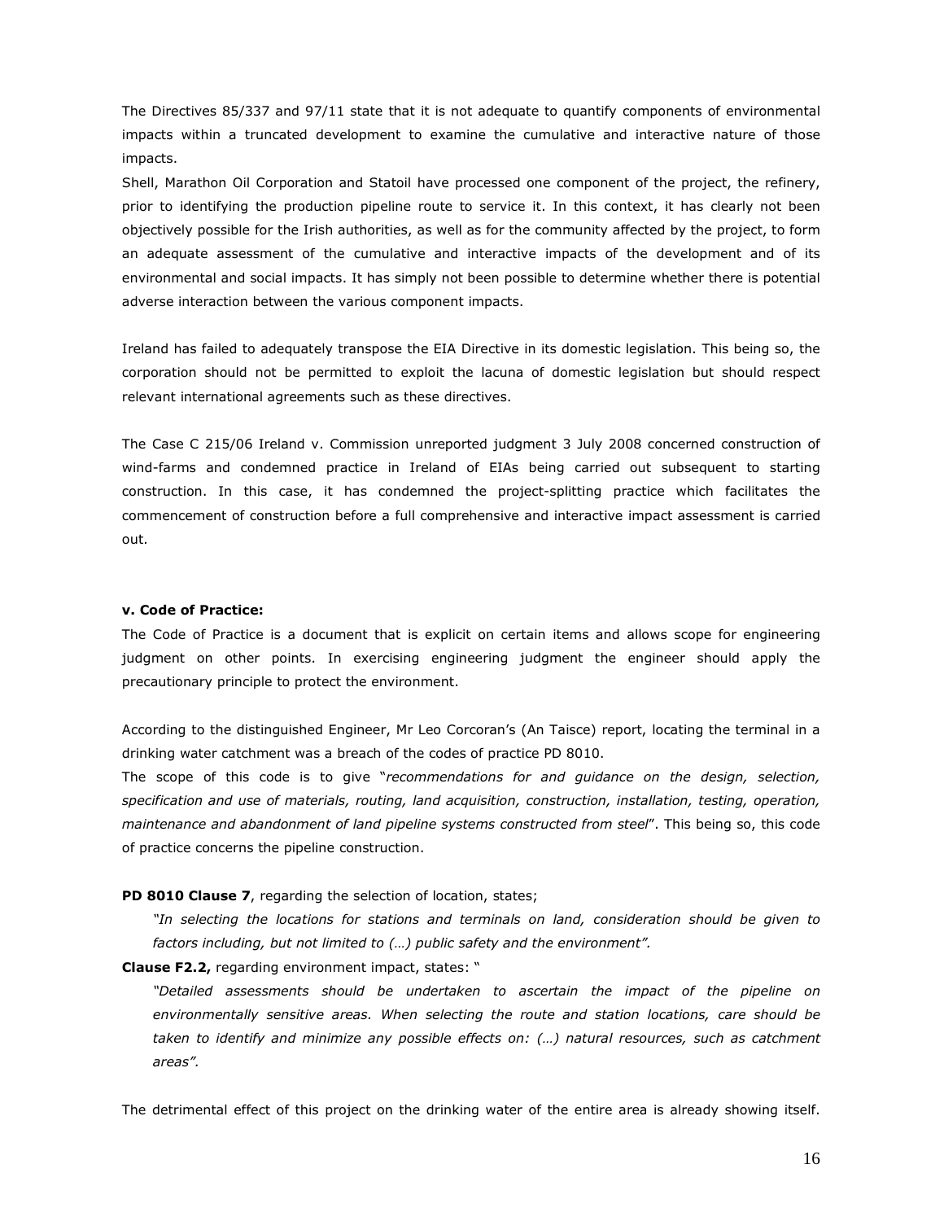The Directives 85/337 and 97/11 state that it is not adequate to quantify components of environmental impacts within a truncated development to examine the cumulative and interactive nature of those impacts.

Shell, Marathon Oil Corporation and Statoil have processed one component of the project, the refinery, prior to identifying the production pipeline route to service it. In this context, it has clearly not been objectively possible for the Irish authorities, as well as for the community affected by the project, to form an adequate assessment of the cumulative and interactive impacts of the development and of its environmental and social impacts. It has simply not been possible to determine whether there is potential adverse interaction between the various component impacts.

Ireland has failed to adequately transpose the EIA Directive in its domestic legislation. This being so, the corporation should not be permitted to exploit the lacuna of domestic legislation but should respect relevant international agreements such as these directives.

The Case C 215/06 Ireland v. Commission unreported judgment 3 July 2008 concerned construction of wind-farms and condemned practice in Ireland of EIAs being carried out subsequent to starting construction. In this case, it has condemned the project-splitting practice which facilitates the commencement of construction before a full comprehensive and interactive impact assessment is carried out.

**v. Code of Practice:**

The Code of Practice is a document that is explicit on certain items and allows scope for engineering judgment on other points. In exercising engineering judgment the engineer should apply the precautionary principle to protect the environment.

According to the distinguished Engineer, Mr Leo Corcoran's (An Taisce) report, locating the terminal in a drinking water catchment was a breach of the codes of practice PD 8010.

The scope of this code is to give "*recommendations for and guidance on the design, selection, specification and use of materials, routing, land acquisition, construction, installation, testing, operation, maintenance and abandonment of land pipeline systems constructed from steel*". This being so, this code of practice concerns the pipeline construction.

**PD 8010 Clause 7**, regarding the selection of location, states;

> *"In selecting the locations for stations and terminals on land, consideration should be given to factors including, but not limited to (…) public safety and the environment".*

**Clause F2.2,** regarding environment impact, states: "

> *"Detailed assessments should be undertaken to ascertain the impact of the pipeline on environmentally sensitive areas. When selecting the route and station locations, care should be taken to identify and minimize any possible effects on: (…) natural resources, such as catchment areas".*

The detrimental effect of this project on the drinking water of the entire area is already showing itself.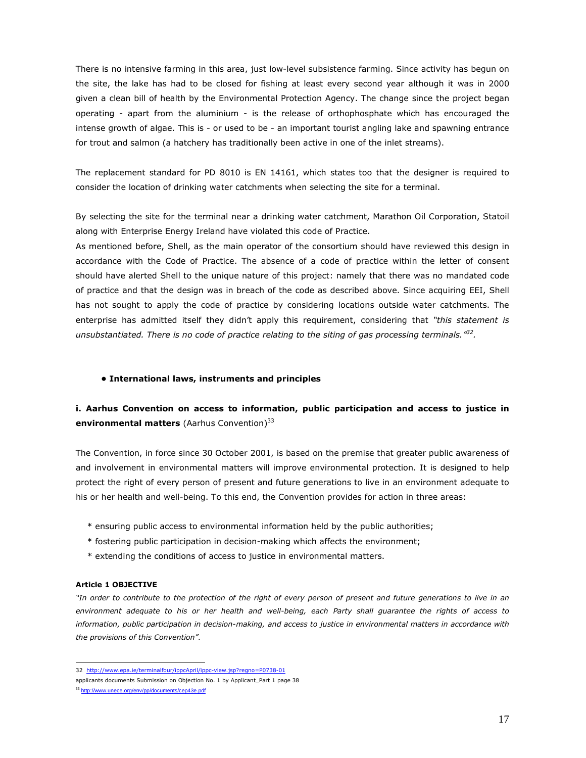There is no intensive farming in this area, just low-level subsistence farming. Since activity has begun on the site, the lake has had to be closed for fishing at least every second year although it was in 2000 given a clean bill of health by the Environmental Protection Agency. The change since the project began operating - apart from the aluminium - is the release of orthophosphate which has encouraged the intense growth of algae. This is - or used to be - an important tourist angling lake and spawning entrance for trout and salmon (a hatchery has traditionally been active in one of the inlet streams).

The replacement standard for PD 8010 is EN 14161, which states too that the designer is required to consider the location of drinking water catchments when selecting the site for a terminal.

By selecting the site for the terminal near a drinking water catchment, Marathon Oil Corporation, Statoil along with Enterprise Energy Ireland have violated this code of Practice.

As mentioned before, Shell, as the main operator of the consortium should have reviewed this design in accordance with the Code of Practice. The absence of a code of practice within the letter of consent should have alerted Shell to the unique nature of this project: namely that there was no mandated code of practice and that the design was in breach of the code as described above. Since acquiring EEI, Shell has not sought to apply the code of practice by considering locations outside water catchments. The enterprise has admitted itself they didn't apply this requirement, considering that *"this statement is unsubstantiated. There is no code of practice relating to the siting of gas processing terminals."*[32].

- **International laws, instruments and principles**

### i. Aarhus Convention on access to information, public participation and access to justice in environmental matters (Aarhus Convention)[33]

The Convention, in force since 30 October 2001, is based on the premise that greater public awareness of and involvement in environmental matters will improve environmental protection. It is designed to help protect the right of every person of present and future generations to live in an environment adequate to his or her health and well-being. To this end, the Convention provides for action in three areas:

* ensuring public access to environmental information held by the public authorities;
* fostering public participation in decision-making which affects the environment;
* extending the conditions of access to justice in environmental matters.

**Article 1 OBJECTIVE**

*"In order to contribute to the protection of the right of every person of present and future generations to live in an environment adequate to his or her health and well-being, each Party shall guarantee the rights of access to information, public participation in decision-making, and access to justice in environmental matters in accordance with the provisions of this Convention".*

---

32 http://www.epa.ie/terminalfour/ippcApril/ippc-view.jsp?regno=P0738-01
applicants documents Submission on Objection No. 1 by Applicant_Part 1 page 38

33 http://www.unece.org/env/pp/documents/cep43e.pdf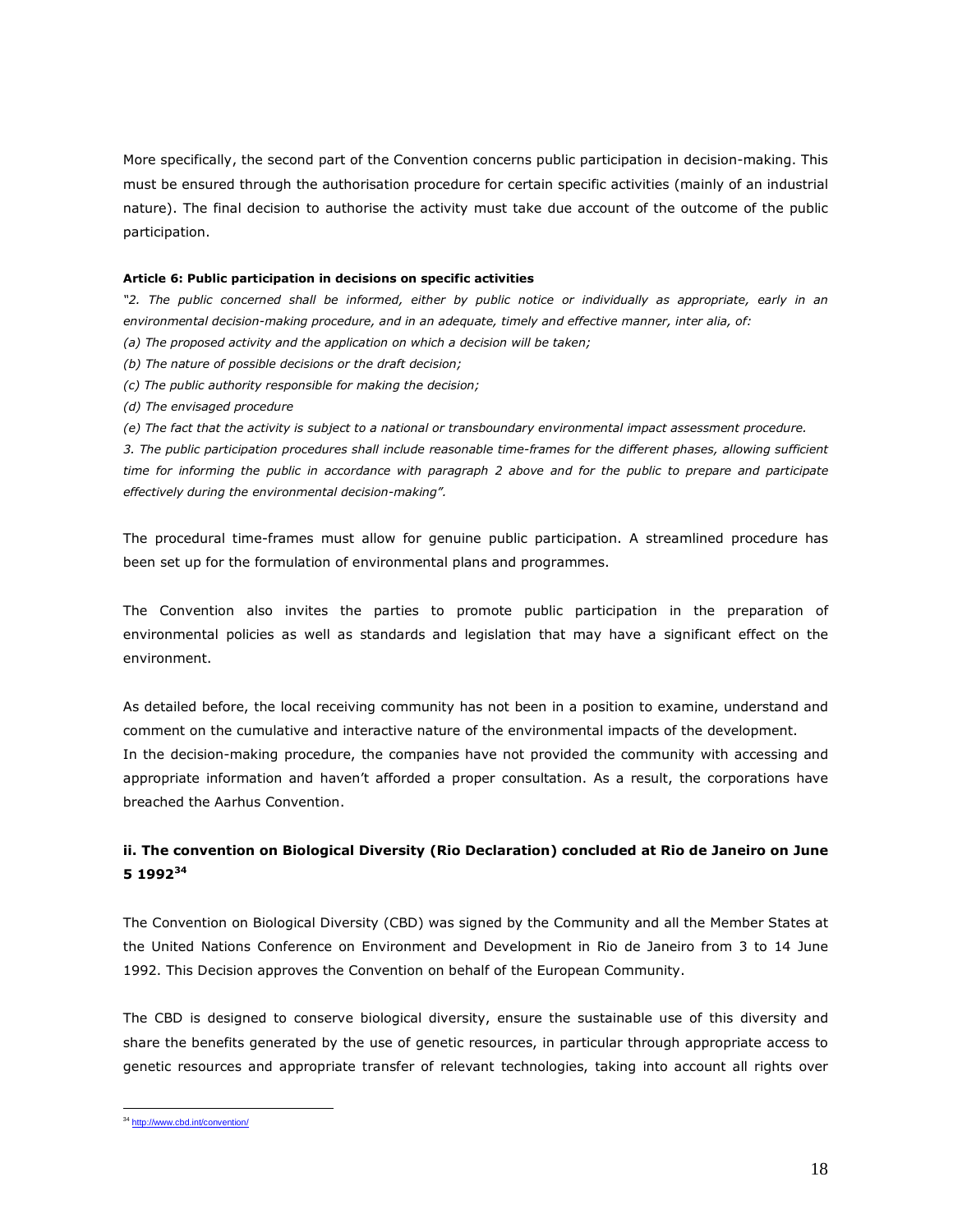More specifically, the second part of the Convention concerns public participation in decision-making. This must be ensured through the authorisation procedure for certain specific activities (mainly of an industrial nature). The final decision to authorise the activity must take due account of the outcome of the public participation.

**Article 6: Public participation in decisions on specific activities**

*"2. The public concerned shall be informed, either by public notice or individually as appropriate, early in an environmental decision-making procedure, and in an adequate, timely and effective manner, inter alia, of:*

*(a) The proposed activity and the application on which a decision will be taken;*

*(b) The nature of possible decisions or the draft decision;*

*(c) The public authority responsible for making the decision;*

*(d) The envisaged procedure*

*(e) The fact that the activity is subject to a national or transboundary environmental impact assessment procedure.*

*3. The public participation procedures shall include reasonable time-frames for the different phases, allowing sufficient time for informing the public in accordance with paragraph 2 above and for the public to prepare and participate effectively during the environmental decision-making".*

The procedural time-frames must allow for genuine public participation. A streamlined procedure has been set up for the formulation of environmental plans and programmes.

The Convention also invites the parties to promote public participation in the preparation of environmental policies as well as standards and legislation that may have a significant effect on the environment.

As detailed before, the local receiving community has not been in a position to examine, understand and comment on the cumulative and interactive nature of the environmental impacts of the development.
In the decision-making procedure, the companies have not provided the community with accessing and appropriate information and haven't afforded a proper consultation. As a result, the corporations have breached the Aarhus Convention.

### ii. The convention on Biological Diversity (Rio Declaration) concluded at Rio de Janeiro on June 5 1992[34]

The Convention on Biological Diversity (CBD) was signed by the Community and all the Member States at the United Nations Conference on Environment and Development in Rio de Janeiro from 3 to 14 June 1992. This Decision approves the Convention on behalf of the European Community.

The CBD is designed to conserve biological diversity, ensure the sustainable use of this diversity and share the benefits generated by the use of genetic resources, in particular through appropriate access to genetic resources and appropriate transfer of relevant technologies, taking into account all rights over

[34] http://www.cbd.int/convention/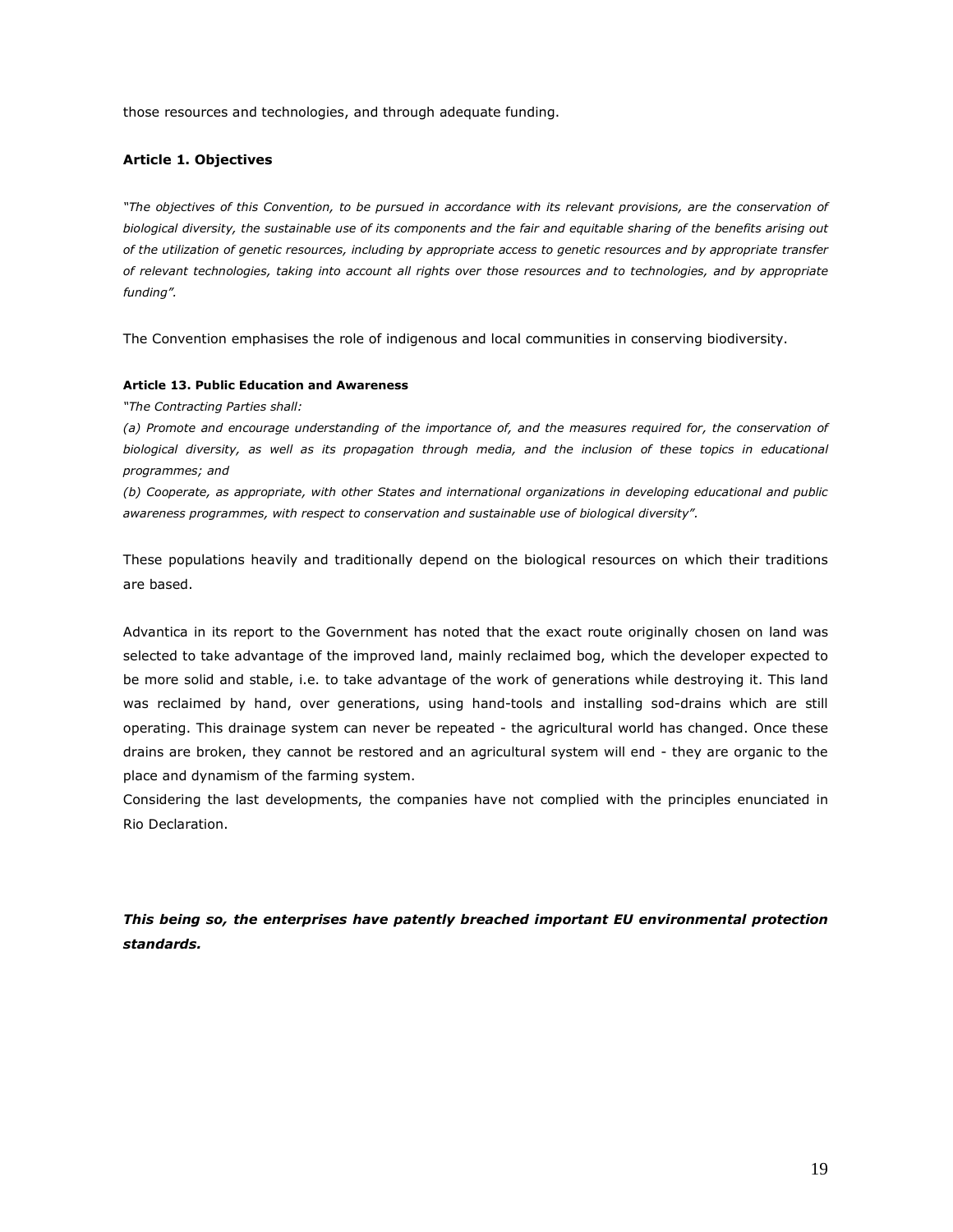those resources and technologies, and through adequate funding.

**Article 1. Objectives**

*"The objectives of this Convention, to be pursued in accordance with its relevant provisions, are the conservation of biological diversity, the sustainable use of its components and the fair and equitable sharing of the benefits arising out of the utilization of genetic resources, including by appropriate access to genetic resources and by appropriate transfer of relevant technologies, taking into account all rights over those resources and to technologies, and by appropriate funding".*

The Convention emphasises the role of indigenous and local communities in conserving biodiversity.

**Article 13. Public Education and Awareness**

*"The Contracting Parties shall:*

*(a) Promote and encourage understanding of the importance of, and the measures required for, the conservation of biological diversity, as well as its propagation through media, and the inclusion of these topics in educational programmes; and*

*(b) Cooperate, as appropriate, with other States and international organizations in developing educational and public awareness programmes, with respect to conservation and sustainable use of biological diversity".*

These populations heavily and traditionally depend on the biological resources on which their traditions are based.

Advantica in its report to the Government has noted that the exact route originally chosen on land was selected to take advantage of the improved land, mainly reclaimed bog, which the developer expected to be more solid and stable, i.e. to take advantage of the work of generations while destroying it. This land was reclaimed by hand, over generations, using hand-tools and installing sod-drains which are still operating. This drainage system can never be repeated - the agricultural world has changed. Once these drains are broken, they cannot be restored and an agricultural system will end - they are organic to the place and dynamism of the farming system.

Considering the last developments, the companies have not complied with the principles enunciated in Rio Declaration.

***This being so, the enterprises have patently breached important EU environmental protection standards.***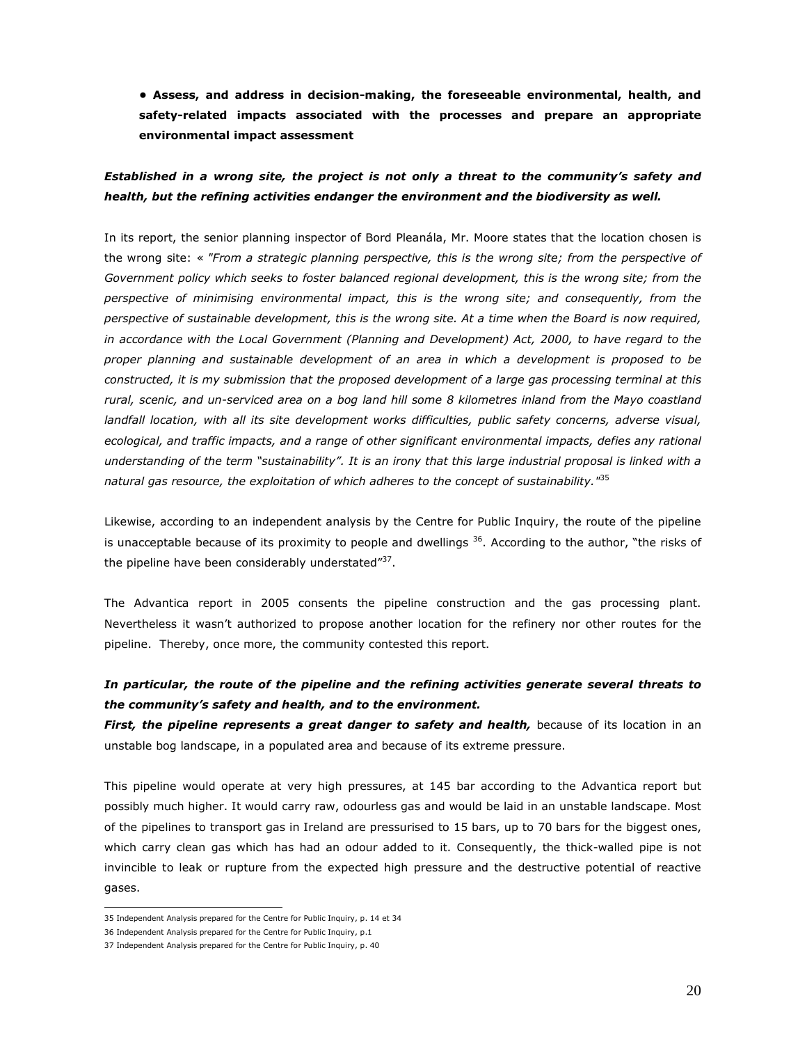**• Assess, and address in decision-making, the foreseeable environmental, health, and safety-related impacts associated with the processes and prepare an appropriate environmental impact assessment**

***Established in a wrong site, the project is not only a threat to the community's safety and health, but the refining activities endanger the environment and the biodiversity as well.***

In its report, the senior planning inspector of Bord Pleanála, Mr. Moore states that the location chosen is the wrong site: « *"From a strategic planning perspective, this is the wrong site; from the perspective of Government policy which seeks to foster balanced regional development, this is the wrong site; from the perspective of minimising environmental impact, this is the wrong site; and consequently, from the perspective of sustainable development, this is the wrong site. At a time when the Board is now required, in accordance with the Local Government (Planning and Development) Act, 2000, to have regard to the proper planning and sustainable development of an area in which a development is proposed to be constructed, it is my submission that the proposed development of a large gas processing terminal at this rural, scenic, and un-serviced area on a bog land hill some 8 kilometres inland from the Mayo coastland landfall location, with all its site development works difficulties, public safety concerns, adverse visual, ecological, and traffic impacts, and a range of other significant environmental impacts, defies any rational understanding of the term "sustainability". It is an irony that this large industrial proposal is linked with a natural gas resource, the exploitation of which adheres to the concept of sustainability."*[35]

Likewise, according to an independent analysis by the Centre for Public Inquiry, the route of the pipeline is unacceptable because of its proximity to people and dwellings [36]. According to the author, "the risks of the pipeline have been considerably understated"[37].

The Advantica report in 2005 consents the pipeline construction and the gas processing plant. Nevertheless it wasn't authorized to propose another location for the refinery nor other routes for the pipeline. Thereby, once more, the community contested this report.

***In particular, the route of the pipeline and the refining activities generate several threats to the community's safety and health, and to the environment.***

***First, the pipeline represents a great danger to safety and health,*** because of its location in an unstable bog landscape, in a populated area and because of its extreme pressure.

This pipeline would operate at very high pressures, at 145 bar according to the Advantica report but possibly much higher. It would carry raw, odourless gas and would be laid in an unstable landscape. Most of the pipelines to transport gas in Ireland are pressurised to 15 bars, up to 70 bars for the biggest ones, which carry clean gas which has had an odour added to it. Consequently, the thick-walled pipe is not invincible to leak or rupture from the expected high pressure and the destructive potential of reactive gases.

---

35 Independent Analysis prepared for the Centre for Public Inquiry, p. 14 et 34

36 Independent Analysis prepared for the Centre for Public Inquiry, p.1

37 Independent Analysis prepared for the Centre for Public Inquiry, p. 40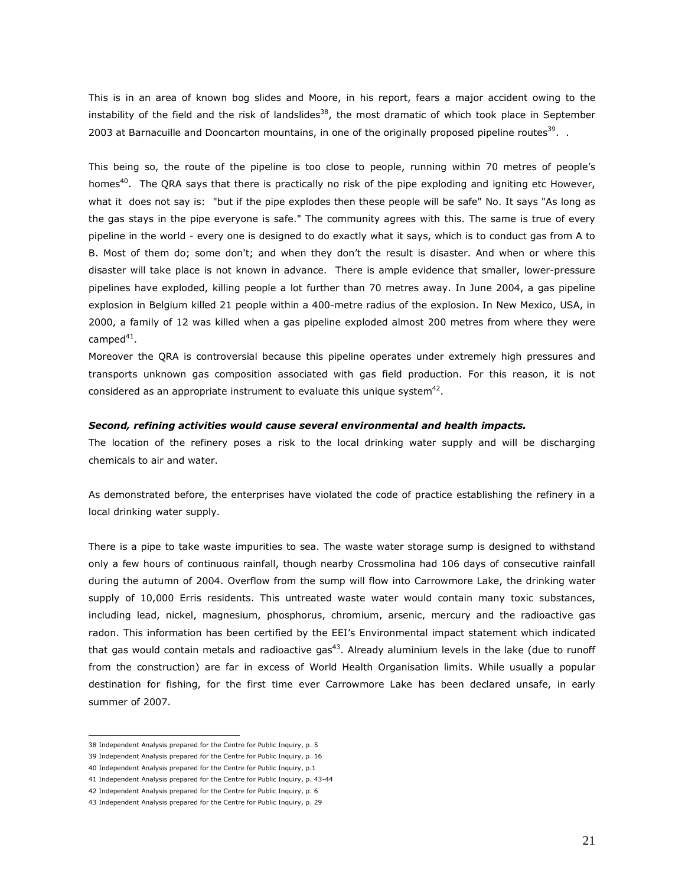This is in an area of known bog slides and Moore, in his report, fears a major accident owing to the instability of the field and the risk of landslides[38], the most dramatic of which took place in September 2003 at Barnacuille and Dooncarton mountains, in one of the originally proposed pipeline routes[39]. .

This being so, the route of the pipeline is too close to people, running within 70 metres of people's homes[40]. The QRA says that there is practically no risk of the pipe exploding and igniting etc However, what it does not say is: "but if the pipe explodes then these people will be safe" No. It says "As long as the gas stays in the pipe everyone is safe." The community agrees with this. The same is true of every pipeline in the world - every one is designed to do exactly what it says, which is to conduct gas from A to B. Most of them do; some don't; and when they don't the result is disaster. And when or where this disaster will take place is not known in advance. There is ample evidence that smaller, lower-pressure pipelines have exploded, killing people a lot further than 70 metres away. In June 2004, a gas pipeline explosion in Belgium killed 21 people within a 400-metre radius of the explosion. In New Mexico, USA, in 2000, a family of 12 was killed when a gas pipeline exploded almost 200 metres from where they were camped[41].

Moreover the QRA is controversial because this pipeline operates under extremely high pressures and transports unknown gas composition associated with gas field production. For this reason, it is not considered as an appropriate instrument to evaluate this unique system[42].

***Second, refining activities would cause several environmental and health impacts.***

The location of the refinery poses a risk to the local drinking water supply and will be discharging chemicals to air and water.

As demonstrated before, the enterprises have violated the code of practice establishing the refinery in a local drinking water supply.

There is a pipe to take waste impurities to sea. The waste water storage sump is designed to withstand only a few hours of continuous rainfall, though nearby Crossmolina had 106 days of consecutive rainfall during the autumn of 2004. Overflow from the sump will flow into Carrowmore Lake, the drinking water supply of 10,000 Erris residents. This untreated waste water would contain many toxic substances, including lead, nickel, magnesium, phosphorus, chromium, arsenic, mercury and the radioactive gas radon. This information has been certified by the EEI's Environmental impact statement which indicated that gas would contain metals and radioactive gas[43]. Already aluminium levels in the lake (due to runoff from the construction) are far in excess of World Health Organisation limits. While usually a popular destination for fishing, for the first time ever Carrowmore Lake has been declared unsafe, in early summer of 2007.

---

38 Independent Analysis prepared for the Centre for Public Inquiry, p. 5

39 Independent Analysis prepared for the Centre for Public Inquiry, p. 16

40 Independent Analysis prepared for the Centre for Public Inquiry, p.1

41 Independent Analysis prepared for the Centre for Public Inquiry, p. 43-44

42 Independent Analysis prepared for the Centre for Public Inquiry, p. 6

43 Independent Analysis prepared for the Centre for Public Inquiry, p. 29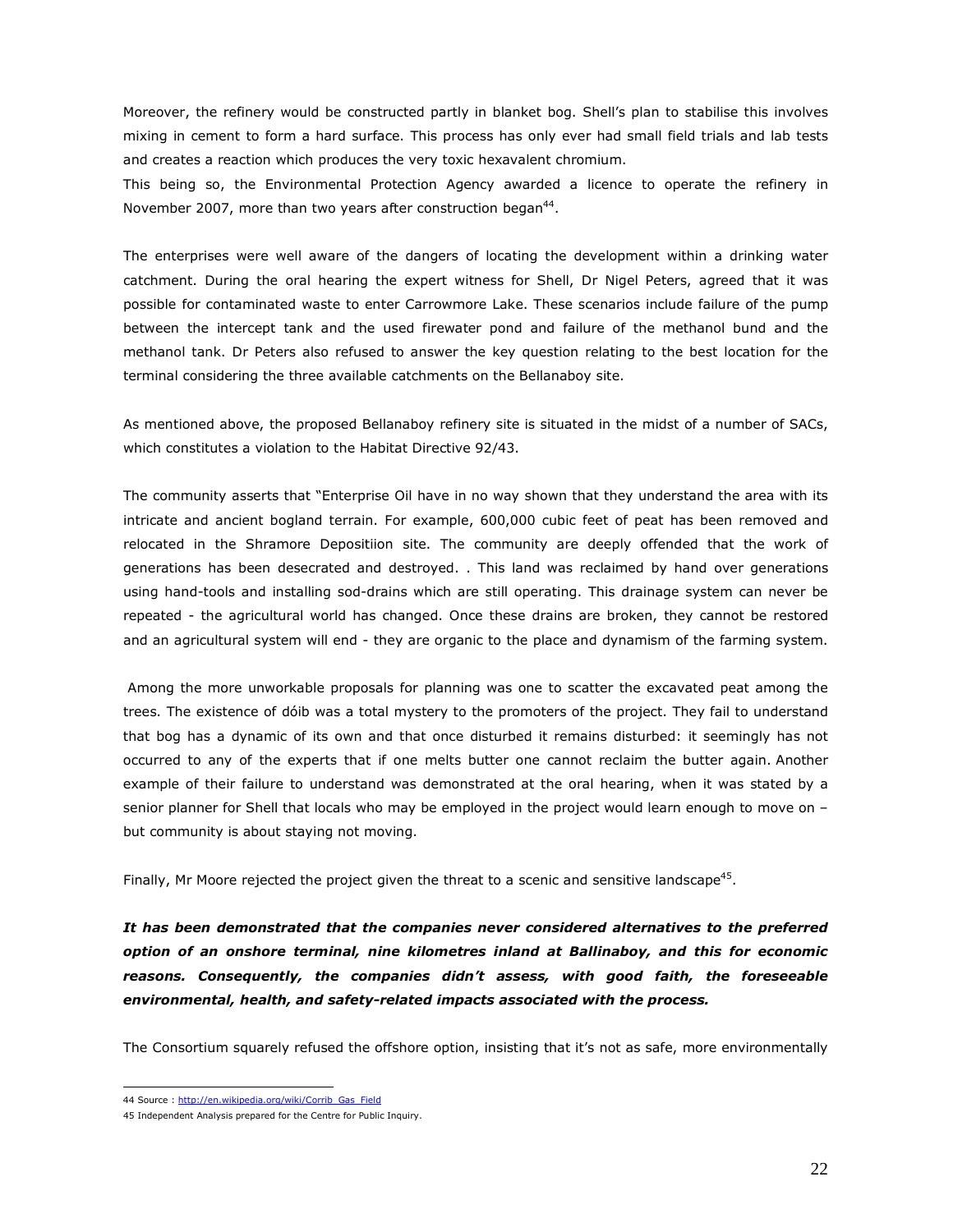Moreover, the refinery would be constructed partly in blanket bog. Shell's plan to stabilise this involves mixing in cement to form a hard surface. This process has only ever had small field trials and lab tests and creates a reaction which produces the very toxic hexavalent chromium.

This being so, the Environmental Protection Agency awarded a licence to operate the refinery in November 2007, more than two years after construction began[44].

The enterprises were well aware of the dangers of locating the development within a drinking water catchment. During the oral hearing the expert witness for Shell, Dr Nigel Peters, agreed that it was possible for contaminated waste to enter Carrowmore Lake. These scenarios include failure of the pump between the intercept tank and the used firewater pond and failure of the methanol bund and the methanol tank. Dr Peters also refused to answer the key question relating to the best location for the terminal considering the three available catchments on the Bellanaboy site.

As mentioned above, the proposed Bellanaboy refinery site is situated in the midst of a number of SACs, which constitutes a violation to the Habitat Directive 92/43.

The community asserts that "Enterprise Oil have in no way shown that they understand the area with its intricate and ancient bogland terrain. For example, 600,000 cubic feet of peat has been removed and relocated in the Shramore Depositiion site. The community are deeply offended that the work of generations has been desecrated and destroyed. . This land was reclaimed by hand over generations using hand-tools and installing sod-drains which are still operating. This drainage system can never be repeated - the agricultural world has changed. Once these drains are broken, they cannot be restored and an agricultural system will end - they are organic to the place and dynamism of the farming system.

Among the more unworkable proposals for planning was one to scatter the excavated peat among the trees. The existence of dóib was a total mystery to the promoters of the project. They fail to understand that bog has a dynamic of its own and that once disturbed it remains disturbed: it seemingly has not occurred to any of the experts that if one melts butter one cannot reclaim the butter again. Another example of their failure to understand was demonstrated at the oral hearing, when it was stated by a senior planner for Shell that locals who may be employed in the project would learn enough to move on – but community is about staying not moving.

Finally, Mr Moore rejected the project given the threat to a scenic and sensitive landscape[45].

***It has been demonstrated that the companies never considered alternatives to the preferred option of an onshore terminal, nine kilometres inland at Ballinaboy, and this for economic reasons. Consequently, the companies didn't assess, with good faith, the foreseeable environmental, health, and safety-related impacts associated with the process.***

The Consortium squarely refused the offshore option, insisting that it's not as safe, more environmentally

44 Source : http://en.wikipedia.org/wiki/Corrib_Gas_Field

45 Independent Analysis prepared for the Centre for Public Inquiry.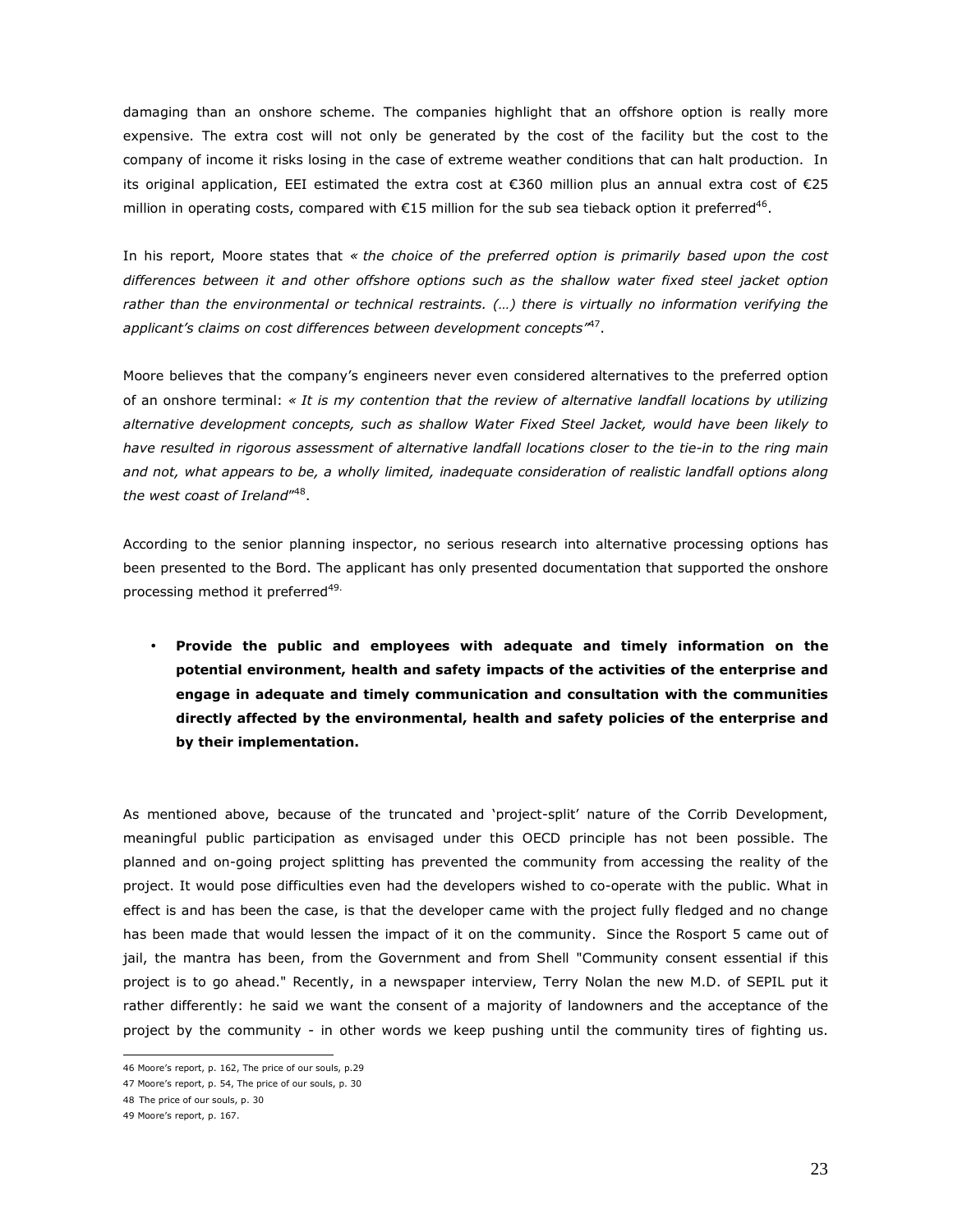damaging than an onshore scheme. The companies highlight that an offshore option is really more expensive. The extra cost will not only be generated by the cost of the facility but the cost to the company of income it risks losing in the case of extreme weather conditions that can halt production. In its original application, EEI estimated the extra cost at €360 million plus an annual extra cost of €25 million in operating costs, compared with €15 million for the sub sea tieback option it preferred[46].

In his report, Moore states that *« the choice of the preferred option is primarily based upon the cost differences between it and other offshore options such as the shallow water fixed steel jacket option rather than the environmental or technical restraints. (…) there is virtually no information verifying the applicant's claims on cost differences between development concepts"*[47].

Moore believes that the company's engineers never even considered alternatives to the preferred option of an onshore terminal: *« It is my contention that the review of alternative landfall locations by utilizing alternative development concepts, such as shallow Water Fixed Steel Jacket, would have been likely to have resulted in rigorous assessment of alternative landfall locations closer to the tie-in to the ring main and not, what appears to be, a wholly limited, inadequate consideration of realistic landfall options along the west coast of Ireland"*[48].

According to the senior planning inspector, no serious research into alternative processing options has been presented to the Bord. The applicant has only presented documentation that supported the onshore processing method it preferred[49].

- **Provide the public and employees with adequate and timely information on the potential environment, health and safety impacts of the activities of the enterprise and engage in adequate and timely communication and consultation with the communities directly affected by the environmental, health and safety policies of the enterprise and by their implementation.**

As mentioned above, because of the truncated and 'project-split' nature of the Corrib Development, meaningful public participation as envisaged under this OECD principle has not been possible. The planned and on-going project splitting has prevented the community from accessing the reality of the project. It would pose difficulties even had the developers wished to co-operate with the public. What in effect is and has been the case, is that the developer came with the project fully fledged and no change has been made that would lessen the impact of it on the community. Since the Rosport 5 came out of jail, the mantra has been, from the Government and from Shell "Community consent essential if this project is to go ahead." Recently, in a newspaper interview, Terry Nolan the new M.D. of SEPIL put it rather differently: he said we want the consent of a majority of landowners and the acceptance of the project by the community - in other words we keep pushing until the community tires of fighting us.

---

46 Moore's report, p. 162, The price of our souls, p.29

47 Moore's report, p. 54, The price of our souls, p. 30

48 The price of our souls, p. 30

49 Moore's report, p. 167.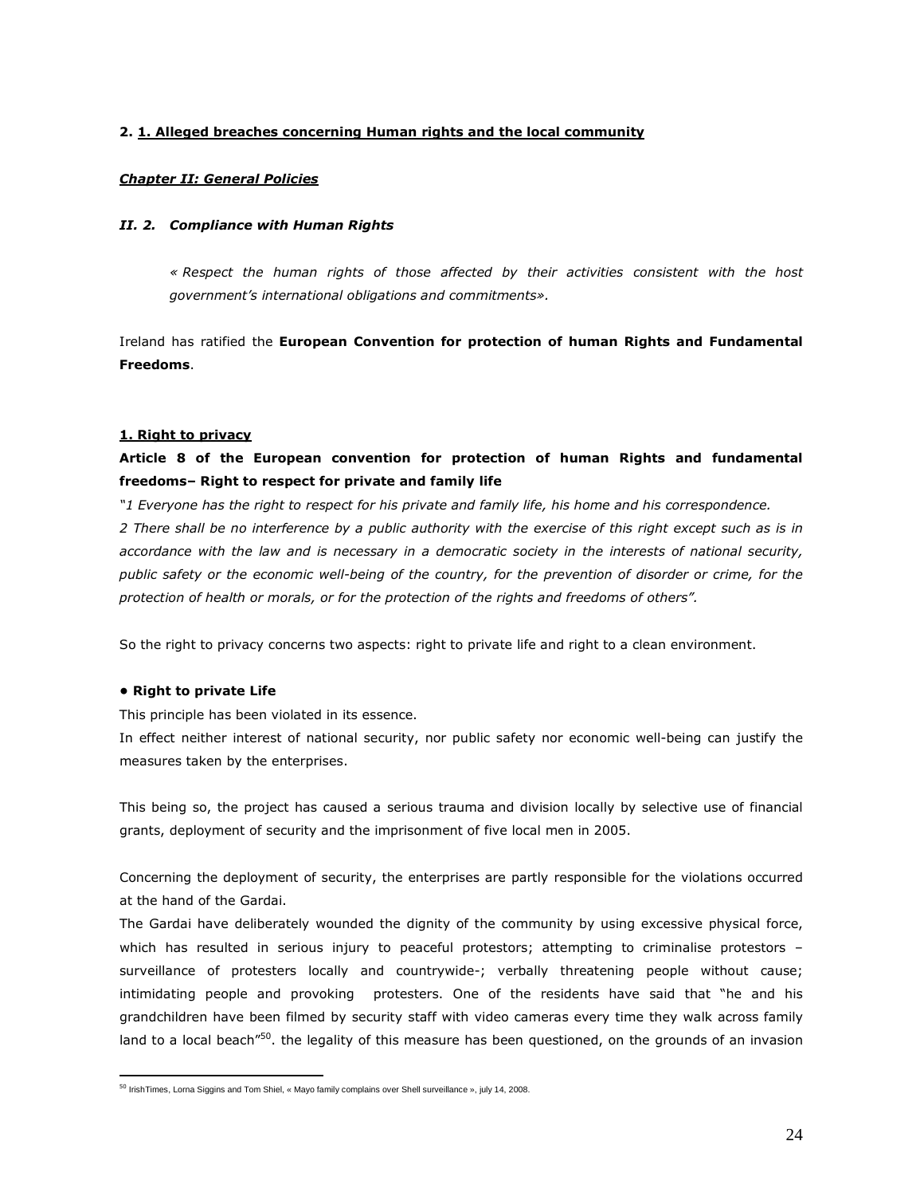**2. <u>1. Alleged breaches concerning Human rights and the local community</u>**

***<u>Chapter II: General Policies</u>***

***II. 2. Compliance with Human Rights***

> *« Respect the human rights of those affected by their activities consistent with the host government's international obligations and commitments».*

Ireland has ratified the **European Convention for protection of human Rights and Fundamental Freedoms**.

**<u>1. Right to privacy</u>**

**Article 8 of the European convention for protection of human Rights and fundamental freedoms– Right to respect for private and family life**

*"1 Everyone has the right to respect for his private and family life, his home and his correspondence.*
*2 There shall be no interference by a public authority with the exercise of this right except such as is in accordance with the law and is necessary in a democratic society in the interests of national security, public safety or the economic well-being of the country, for the prevention of disorder or crime, for the protection of health or morals, or for the protection of the rights and freedoms of others".*

So the right to privacy concerns two aspects: right to private life and right to a clean environment.

**• Right to private Life**

This principle has been violated in its essence.
In effect neither interest of national security, nor public safety nor economic well-being can justify the measures taken by the enterprises.

This being so, the project has caused a serious trauma and division locally by selective use of financial grants, deployment of security and the imprisonment of five local men in 2005.

Concerning the deployment of security, the enterprises are partly responsible for the violations occurred at the hand of the Gardai.
The Gardai have deliberately wounded the dignity of the community by using excessive physical force, which has resulted in serious injury to peaceful protestors; attempting to criminalise protestors – surveillance of protesters locally and countrywide-; verbally threatening people without cause; intimidating people and provoking protesters. One of the residents have said that "he and his grandchildren have been filmed by security staff with video cameras every time they walk across family land to a local beach"[50]. the legality of this measure has been questioned, on the grounds of an invasion

[50] IrishTimes, Lorna Siggins and Tom Shiel, « Mayo family complains over Shell surveillance », july 14, 2008.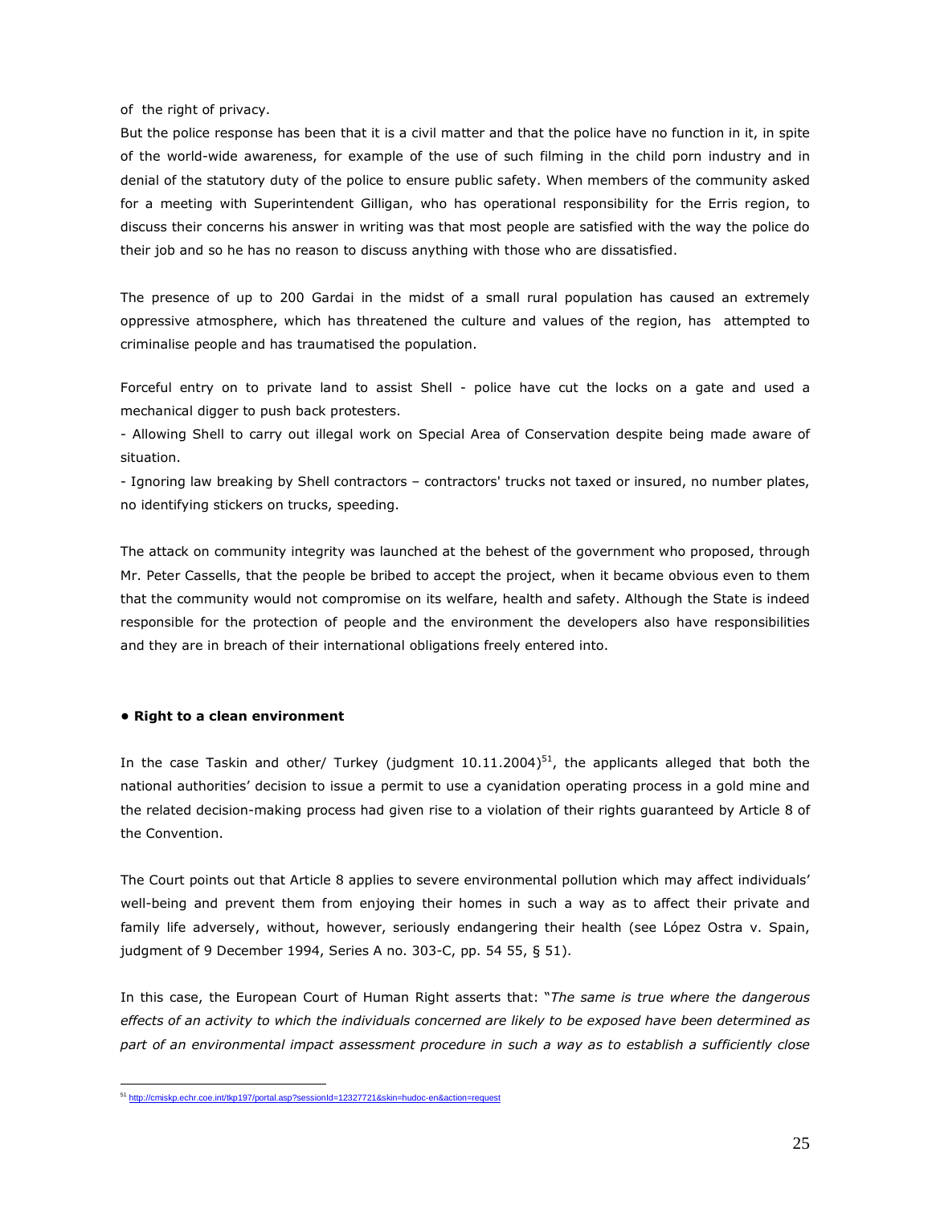of the right of privacy.

But the police response has been that it is a civil matter and that the police have no function in it, in spite of the world-wide awareness, for example of the use of such filming in the child porn industry and in denial of the statutory duty of the police to ensure public safety. When members of the community asked for a meeting with Superintendent Gilligan, who has operational responsibility for the Erris region, to discuss their concerns his answer in writing was that most people are satisfied with the way the police do their job and so he has no reason to discuss anything with those who are dissatisfied.

The presence of up to 200 Gardai in the midst of a small rural population has caused an extremely oppressive atmosphere, which has threatened the culture and values of the region, has attempted to criminalise people and has traumatised the population.

Forceful entry on to private land to assist Shell - police have cut the locks on a gate and used a mechanical digger to push back protesters.

- Allowing Shell to carry out illegal work on Special Area of Conservation despite being made aware of situation.
- Ignoring law breaking by Shell contractors – contractors' trucks not taxed or insured, no number plates, no identifying stickers on trucks, speeding.

The attack on community integrity was launched at the behest of the government who proposed, through Mr. Peter Cassells, that the people be bribed to accept the project, when it became obvious even to them that the community would not compromise on its welfare, health and safety. Although the State is indeed responsible for the protection of people and the environment the developers also have responsibilities and they are in breach of their international obligations freely entered into.

**• Right to a clean environment**

In the case Taskin and other/ Turkey (judgment 10.11.2004)[51], the applicants alleged that both the national authorities' decision to issue a permit to use a cyanidation operating process in a gold mine and the related decision-making process had given rise to a violation of their rights guaranteed by Article 8 of the Convention.

The Court points out that Article 8 applies to severe environmental pollution which may affect individuals' well-being and prevent them from enjoying their homes in such a way as to affect their private and family life adversely, without, however, seriously endangering their health (see López Ostra v. Spain, judgment of 9 December 1994, Series A no. 303-C, pp. 54 55, § 51).

In this case, the European Court of Human Right asserts that: "*The same is true where the dangerous effects of an activity to which the individuals concerned are likely to be exposed have been determined as part of an environmental impact assessment procedure in such a way as to establish a sufficiently close*

[51] http://cmiskp.echr.coe.int/tkp197/portal.asp?sessionId=12327721&skin=hudoc-en&action=request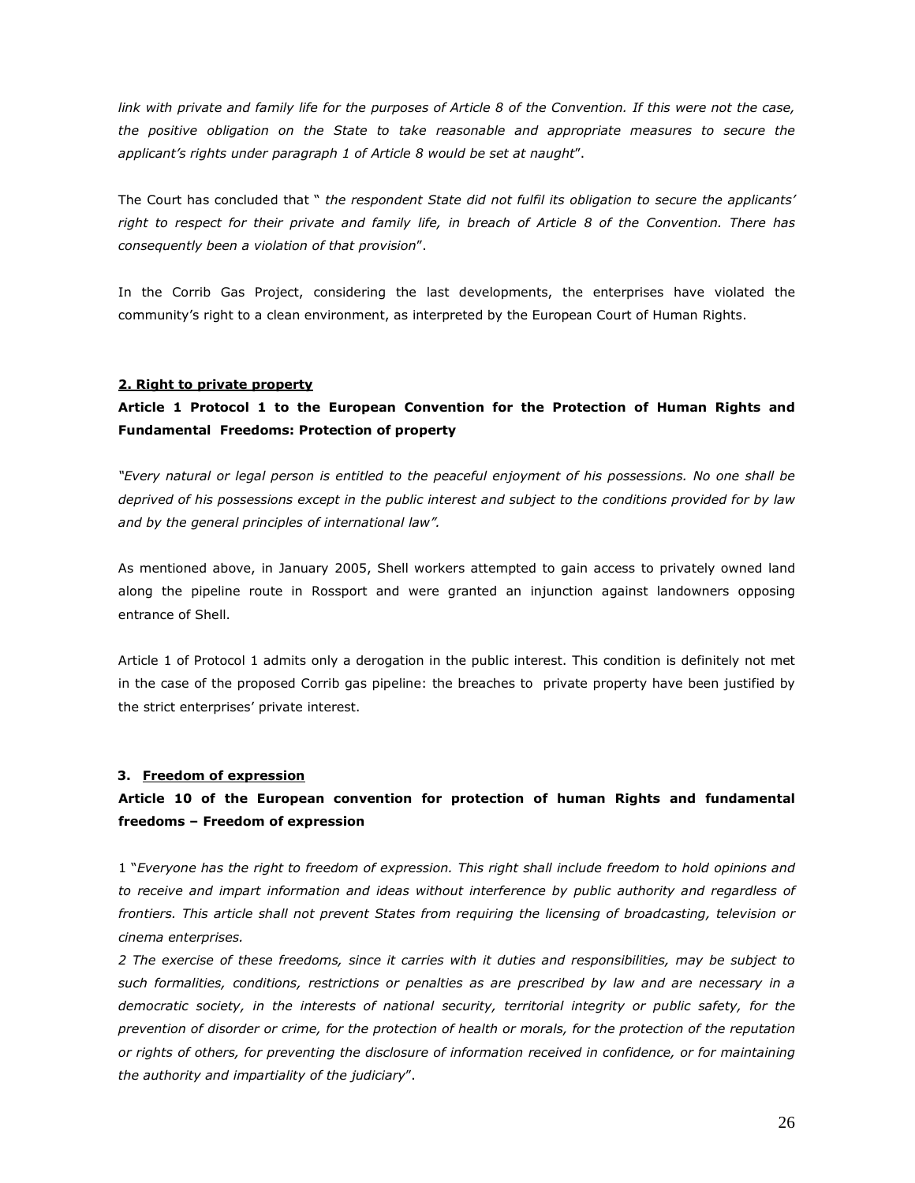*link with private and family life for the purposes of Article 8 of the Convention. If this were not the case, the positive obligation on the State to take reasonable and appropriate measures to secure the applicant's rights under paragraph 1 of Article 8 would be set at naught*".

The Court has concluded that " *the respondent State did not fulfil its obligation to secure the applicants' right to respect for their private and family life, in breach of Article 8 of the Convention. There has consequently been a violation of that provision*".

In the Corrib Gas Project, considering the last developments, the enterprises have violated the community's right to a clean environment, as interpreted by the European Court of Human Rights.

#### 2. Right to private property

**Article 1 Protocol 1 to the European Convention for the Protection of Human Rights and Fundamental Freedoms: Protection of property**

*"Every natural or legal person is entitled to the peaceful enjoyment of his possessions. No one shall be deprived of his possessions except in the public interest and subject to the conditions provided for by law and by the general principles of international law".*

As mentioned above, in January 2005, Shell workers attempted to gain access to privately owned land along the pipeline route in Rossport and were granted an injunction against landowners opposing entrance of Shell.

Article 1 of Protocol 1 admits only a derogation in the public interest. This condition is definitely not met in the case of the proposed Corrib gas pipeline: the breaches to private property have been justified by the strict enterprises' private interest.

#### 3. Freedom of expression

**Article 10 of the European convention for protection of human Rights and fundamental freedoms – Freedom of expression**

1 "*Everyone has the right to freedom of expression. This right shall include freedom to hold opinions and to receive and impart information and ideas without interference by public authority and regardless of frontiers. This article shall not prevent States from requiring the licensing of broadcasting, television or cinema enterprises.*

*2 The exercise of these freedoms, since it carries with it duties and responsibilities, may be subject to such formalities, conditions, restrictions or penalties as are prescribed by law and are necessary in a democratic society, in the interests of national security, territorial integrity or public safety, for the prevention of disorder or crime, for the protection of health or morals, for the protection of the reputation or rights of others, for preventing the disclosure of information received in confidence, or for maintaining the authority and impartiality of the judiciary*".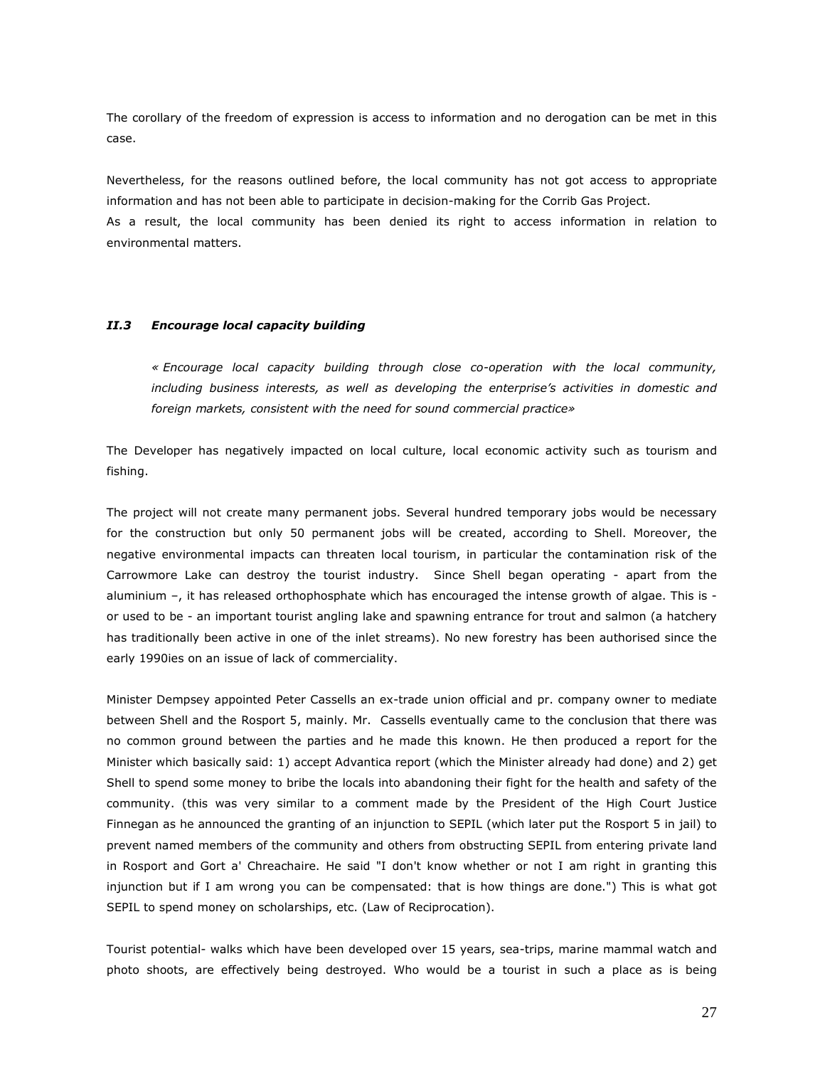The corollary of the freedom of expression is access to information and no derogation can be met in this case.

Nevertheless, for the reasons outlined before, the local community has not got access to appropriate information and has not been able to participate in decision-making for the Corrib Gas Project.
As a result, the local community has been denied its right to access information in relation to environmental matters.

### *II.3 Encourage local capacity building*

> *« Encourage local capacity building through close co-operation with the local community, including business interests, as well as developing the enterprise's activities in domestic and foreign markets, consistent with the need for sound commercial practice»*

The Developer has negatively impacted on local culture, local economic activity such as tourism and fishing.

The project will not create many permanent jobs. Several hundred temporary jobs would be necessary for the construction but only 50 permanent jobs will be created, according to Shell. Moreover, the negative environmental impacts can threaten local tourism, in particular the contamination risk of the Carrowmore Lake can destroy the tourist industry. Since Shell began operating - apart from the aluminium –, it has released orthophosphate which has encouraged the intense growth of algae. This is - or used to be - an important tourist angling lake and spawning entrance for trout and salmon (a hatchery has traditionally been active in one of the inlet streams). No new forestry has been authorised since the early 1990ies on an issue of lack of commerciality.

Minister Dempsey appointed Peter Cassells an ex-trade union official and pr. company owner to mediate between Shell and the Rosport 5, mainly. Mr. Cassells eventually came to the conclusion that there was no common ground between the parties and he made this known. He then produced a report for the Minister which basically said: 1) accept Advantica report (which the Minister already had done) and 2) get Shell to spend some money to bribe the locals into abandoning their fight for the health and safety of the community. (this was very similar to a comment made by the President of the High Court Justice Finnegan as he announced the granting of an injunction to SEPIL (which later put the Rosport 5 in jail) to prevent named members of the community and others from obstructing SEPIL from entering private land in Rosport and Gort a' Chreachaire. He said "I don't know whether or not I am right in granting this injunction but if I am wrong you can be compensated: that is how things are done.") This is what got SEPIL to spend money on scholarships, etc. (Law of Reciprocation).

Tourist potential- walks which have been developed over 15 years, sea-trips, marine mammal watch and photo shoots, are effectively being destroyed. Who would be a tourist in such a place as is being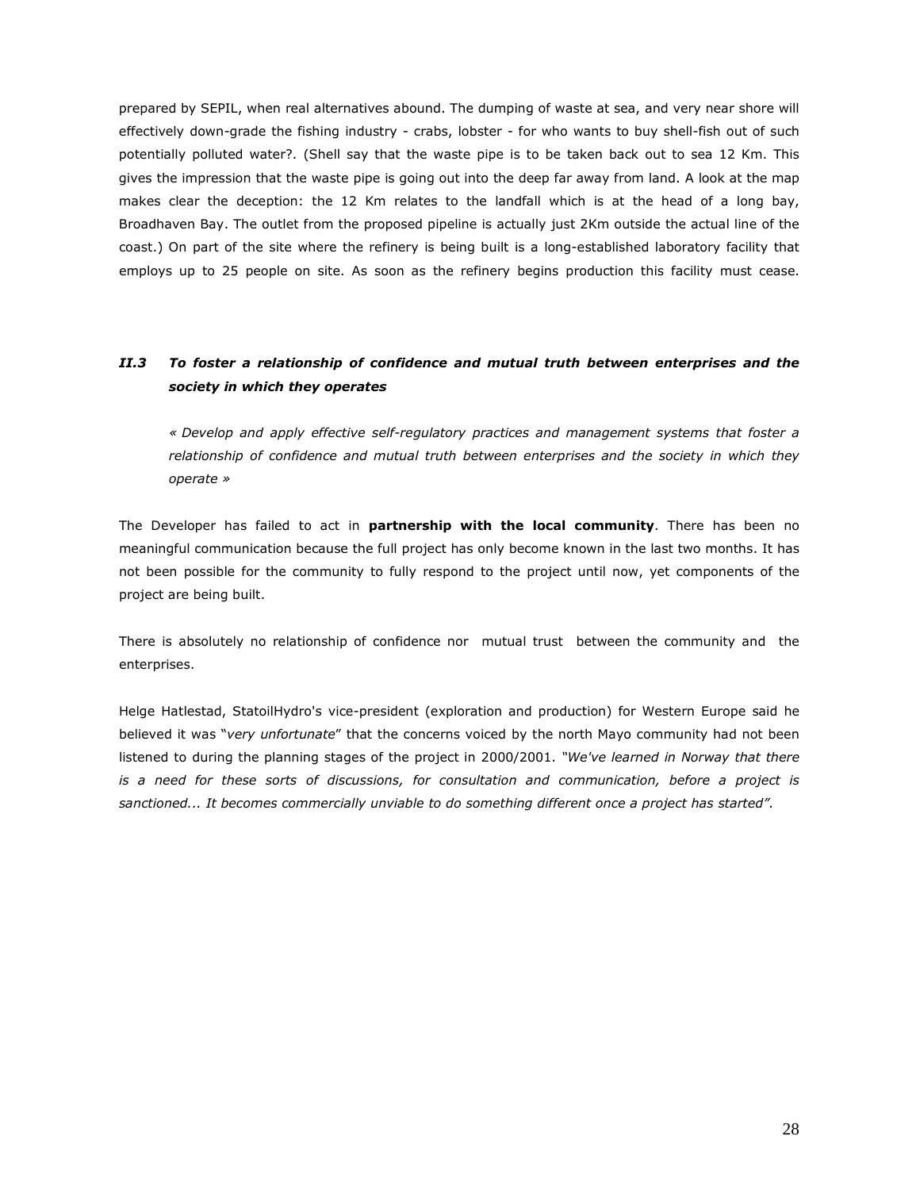prepared by SEPIL, when real alternatives abound. The dumping of waste at sea, and very near shore will effectively down-grade the fishing industry - crabs, lobster - for who wants to buy shell-fish out of such potentially polluted water?. (Shell say that the waste pipe is to be taken back out to sea 12 Km. This gives the impression that the waste pipe is going out into the deep far away from land. A look at the map makes clear the deception: the 12 Km relates to the landfall which is at the head of a long bay, Broadhaven Bay. The outlet from the proposed pipeline is actually just 2Km outside the actual line of the coast.) On part of the site where the refinery is being built is a long-established laboratory facility that employs up to 25 people on site. As soon as the refinery begins production this facility must cease.

### *II.3 To foster a relationship of confidence and mutual truth between enterprises and the society in which they operates*

*« Develop and apply effective self-regulatory practices and management systems that foster a relationship of confidence and mutual truth between enterprises and the society in which they operate »*

The Developer has failed to act in **partnership with the local community**. There has been no meaningful communication because the full project has only become known in the last two months. It has not been possible for the community to fully respond to the project until now, yet components of the project are being built.

There is absolutely no relationship of confidence nor mutual trust between the community and the enterprises.

Helge Hatlestad, StatoilHydro's vice-president (exploration and production) for Western Europe said he believed it was "*very unfortunate*" that the concerns voiced by the north Mayo community had not been listened to during the planning stages of the project in 2000/2001. *"We've learned in Norway that there is a need for these sorts of discussions, for consultation and communication, before a project is sanctioned... It becomes commercially unviable to do something different once a project has started".*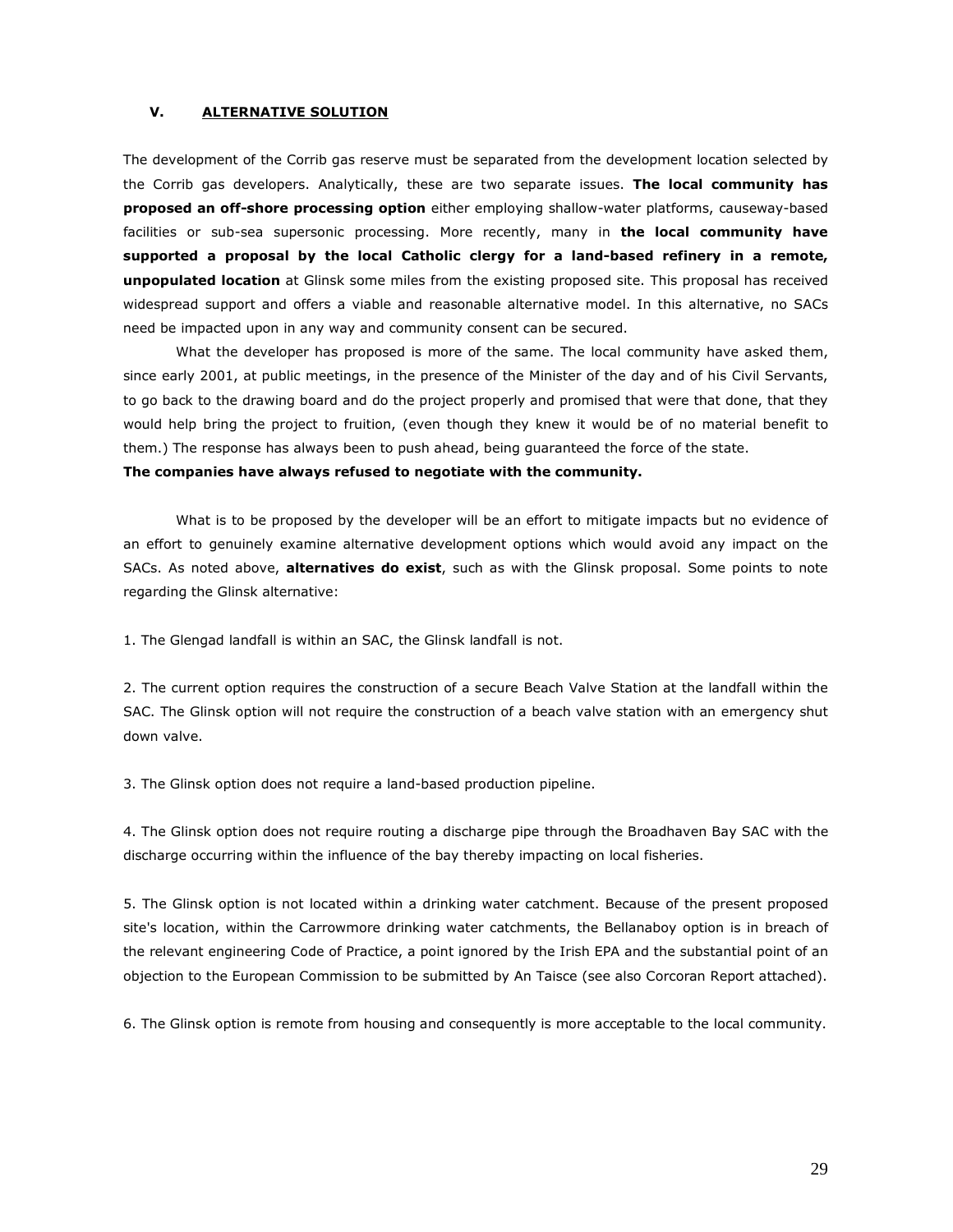## V. ALTERNATIVE SOLUTION

The development of the Corrib gas reserve must be separated from the development location selected by the Corrib gas developers. Analytically, these are two separate issues. **The local community has proposed an off-shore processing option** either employing shallow-water platforms, causeway-based facilities or sub-sea supersonic processing. More recently, many in **the local community have supported a proposal by the local Catholic clergy for a land-based refinery in a remote, unpopulated location** at Glinsk some miles from the existing proposed site. This proposal has received widespread support and offers a viable and reasonable alternative model. In this alternative, no SACs need be impacted upon in any way and community consent can be secured.

What the developer has proposed is more of the same. The local community have asked them, since early 2001, at public meetings, in the presence of the Minister of the day and of his Civil Servants, to go back to the drawing board and do the project properly and promised that were that done, that they would help bring the project to fruition, (even though they knew it would be of no material benefit to them.) The response has always been to push ahead, being guaranteed the force of the state.
**The companies have always refused to negotiate with the community.**

What is to be proposed by the developer will be an effort to mitigate impacts but no evidence of an effort to genuinely examine alternative development options which would avoid any impact on the SACs. As noted above, **alternatives do exist**, such as with the Glinsk proposal. Some points to note regarding the Glinsk alternative:

1. The Glengad landfall is within an SAC, the Glinsk landfall is not.

2. The current option requires the construction of a secure Beach Valve Station at the landfall within the SAC. The Glinsk option will not require the construction of a beach valve station with an emergency shut down valve.

3. The Glinsk option does not require a land-based production pipeline.

4. The Glinsk option does not require routing a discharge pipe through the Broadhaven Bay SAC with the discharge occurring within the influence of the bay thereby impacting on local fisheries.

5. The Glinsk option is not located within a drinking water catchment. Because of the present proposed site's location, within the Carrowmore drinking water catchments, the Bellanaboy option is in breach of the relevant engineering Code of Practice, a point ignored by the Irish EPA and the substantial point of an objection to the European Commission to be submitted by An Taisce (see also Corcoran Report attached).

6. The Glinsk option is remote from housing and consequently is more acceptable to the local community.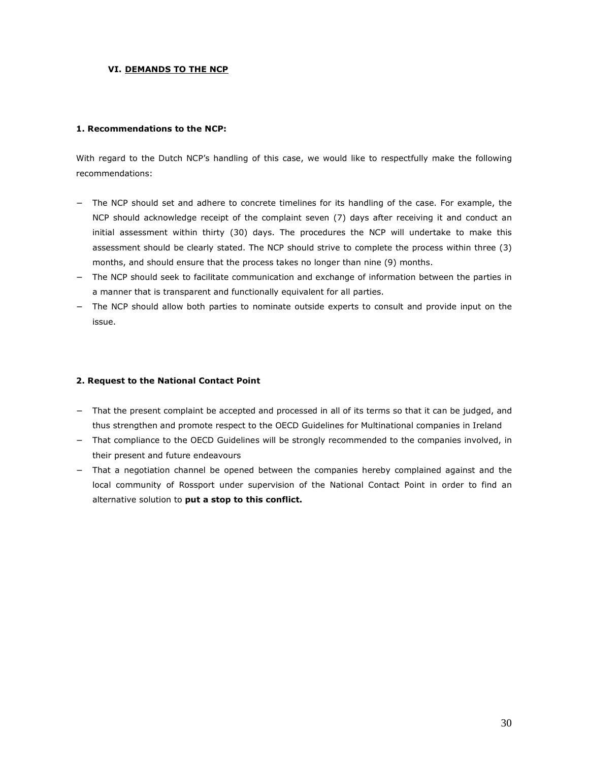## VI. DEMANDS TO THE NCP

### 1. Recommendations to the NCP:

With regard to the Dutch NCP's handling of this case, we would like to respectfully make the following recommendations:

- The NCP should set and adhere to concrete timelines for its handling of the case. For example, the NCP should acknowledge receipt of the complaint seven (7) days after receiving it and conduct an initial assessment within thirty (30) days. The procedures the NCP will undertake to make this assessment should be clearly stated. The NCP should strive to complete the process within three (3) months, and should ensure that the process takes no longer than nine (9) months.
- The NCP should seek to facilitate communication and exchange of information between the parties in a manner that is transparent and functionally equivalent for all parties.
- The NCP should allow both parties to nominate outside experts to consult and provide input on the issue.

### 2. Request to the National Contact Point

- That the present complaint be accepted and processed in all of its terms so that it can be judged, and thus strengthen and promote respect to the OECD Guidelines for Multinational companies in Ireland
- That compliance to the OECD Guidelines will be strongly recommended to the companies involved, in their present and future endeavours
- That a negotiation channel be opened between the companies hereby complained against and the local community of Rossport under supervision of the National Contact Point in order to find an alternative solution to **put a stop to this conflict.**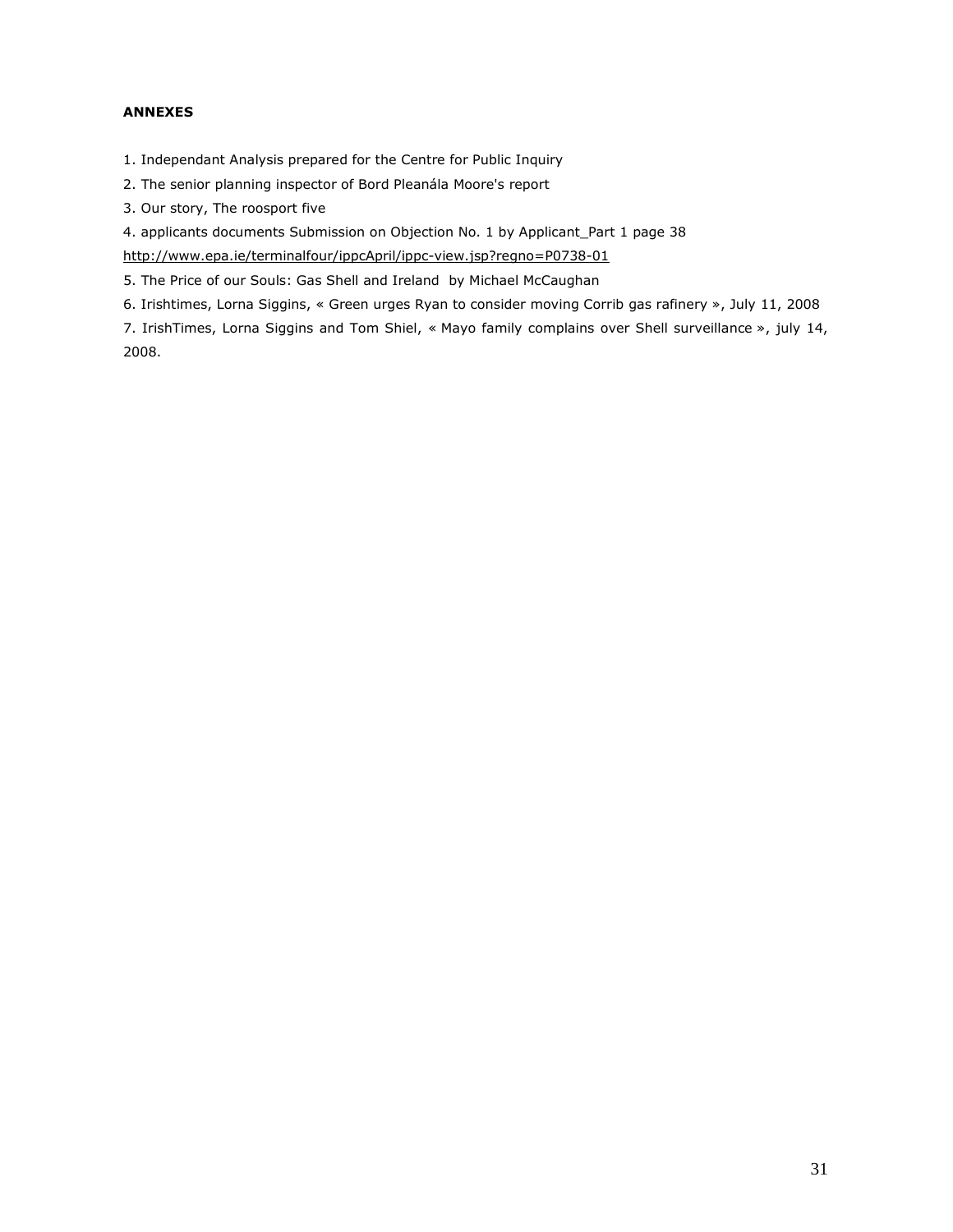**ANNEXES**

1. Independant Analysis prepared for the Centre for Public Inquiry
2. The senior planning inspector of Bord Pleanála Moore's report
3. Our story, The roosport five
4. applicants documents Submission on Objection No. 1 by Applicant_Part 1 page 38 http://www.epa.ie/terminalfour/ippcApril/ippc-view.jsp?regno=P0738-01
5. The Price of our Souls: Gas Shell and Ireland by Michael McCaughan
6. Irishtimes, Lorna Siggins, « Green urges Ryan to consider moving Corrib gas rafinery », July 11, 2008
7. IrishTimes, Lorna Siggins and Tom Shiel, « Mayo family complains over Shell surveillance », july 14, 2008.